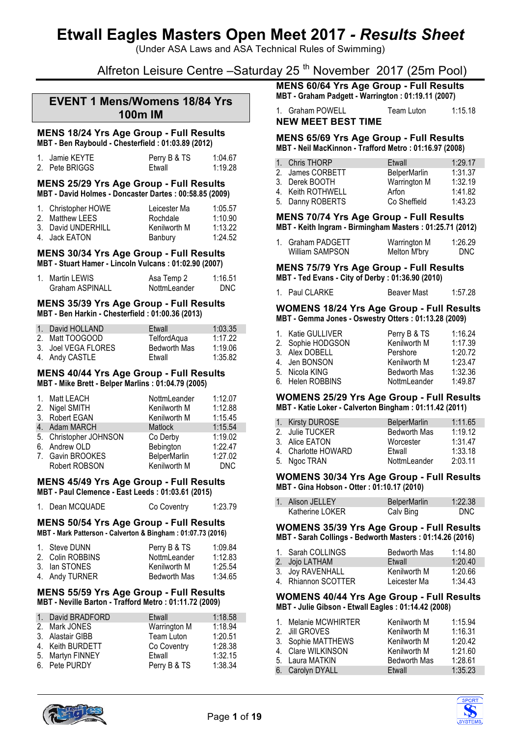# Etwall Eagles Masters Open Meet 2017 - *Results Sheet*

(Under ASA Laws and ASA Technical Rules of Swimming)

Alfreton Leisure Centre –Saturday 25[th] November 2017 (25m Pool)

## EVENT 1 Mens/Womens 18/84 Yrs 100m IM

### MENS 18/24 Yrs Age Group - Full Results

**MBT - Ben Raybould - Chesterfield : 01:03.89 (2012)**

| | Name | Club | Time |
|---|---|---|---|
| 1. | Jamie KEYTE | Perry B & TS | 1:04.67 |
| 2. | Pete BRIGGS | Etwall | 1:19.28 |

### MENS 25/29 Yrs Age Group - Full Results

**MBT - David Holmes - Doncaster Dartes : 00:58.85 (2009)**

| | Name | Club | Time |
|---|---|---|---|
| 1. | Christopher HOWE | Leicester Ma | 1:05.57 |
| 2. | Matthew LEES | Rochdale | 1:10.90 |
| 3. | David UNDERHILL | Kenilworth M | 1:13.22 |
| 4. | Jack EATON | Banbury | 1:24.52 |

### MENS 30/34 Yrs Age Group - Full Results

**MBT - Stuart Hamer - Lincoln Vulcans : 01:02.90 (2007)**

| | Name | Club | Time |
|---|---|---|---|
| 1. | Martin LEWIS | Asa Temp 2 | 1:16.51 |
| | Graham ASPINALL | NottmLeander | DNC |

### MENS 35/39 Yrs Age Group - Full Results

**MBT - Ben Harkin - Chesterfield : 01:00.36 (2013)**

| | Name | Club | Time |
|---|---|---|---|
| 1. | David HOLLAND | Etwall | 1:03.35 |
| 2. | Matt TOOGOOD | TelfordAqua | 1:17.22 |
| 3. | Joel VEGA FLORES | Bedworth Mas | 1:19.06 |
| 4. | Andy CASTLE | Etwall | 1:35.82 |

### MENS 40/44 Yrs Age Group - Full Results

**MBT - Mike Brett - Belper Marlins : 01:04.79 (2005)**

| | Name | Club | Time |
|---|---|---|---|
| 1. | Matt LEACH | NottmLeander | 1:12.07 |
| 2. | Nigel SMITH | Kenilworth M | 1:12.88 |
| 3. | Robert EGAN | Kenilworth M | 1:15.45 |
| 4. | Adam MARCH | Matlock | 1:15.54 |
| 5. | Christopher JOHNSON | Co Derby | 1:19.02 |
| 6. | Andrew OLD | Bebington | 1:22.47 |
| 7. | Gavin BROOKES | BelperMarlin | 1:27.02 |
| | Robert ROBSON | Kenilworth M | DNC |

### MENS 45/49 Yrs Age Group - Full Results

**MBT - Paul Clemence - East Leeds : 01:03.61 (2015)**

| | Name | Club | Time |
|---|---|---|---|
| 1. | Dean MCQUADE | Co Coventry | 1:23.79 |

### MENS 50/54 Yrs Age Group - Full Results

**MBT - Mark Patterson - Calverton & Bingham : 01:07.73 (2016)**

| | Name | Club | Time |
|---|---|---|---|
| 1. | Steve DUNN | Perry B & TS | 1:09.84 |
| 2. | Colin ROBBINS | NottmLeander | 1:12.83 |
| 3. | Ian STONES | Kenilworth M | 1:25.54 |
| 4. | Andy TURNER | Bedworth Mas | 1:34.65 |

### MENS 55/59 Yrs Age Group - Full Results

**MBT - Neville Barton - Trafford Metro : 01:11.72 (2009)**

| | Name | Club | Time |
|---|---|---|---|
| 1. | David BRADFORD | Etwall | 1:18.58 |
| 2. | Mark JONES | Warrington M | 1:18.94 |
| 3. | Alastair GIBB | Team Luton | 1:20.51 |
| 4. | Keith BURDETT | Co Coventry | 1:28.38 |
| 5. | Martyn FINNEY | Etwall | 1:32.15 |
| 6. | Pete PURDY | Perry B & TS | 1:38.34 |

### MENS 60/64 Yrs Age Group - Full Results

**MBT - Graham Padgett - Warrington : 01:19.11 (2007)**

| | Name | Club | Time |
|---|---|---|---|
| 1. | Graham POWELL | Team Luton | 1:15.18 |

**NEW MEET BEST TIME**

### MENS 65/69 Yrs Age Group - Full Results

**MBT - Neil MacKinnon - Trafford Metro : 01:16.97 (2008)**

| | Name | Club | Time |
|---|---|---|---|
| 1. | Chris THORP | Etwall | 1:29.17 |
| 2. | James CORBETT | BelperMarlin | 1:31.37 |
| 3. | Derek BOOTH | Warrington M | 1:32.19 |
| 4. | Keith ROTHWELL | Arfon | 1:41.82 |
| 5. | Danny ROBERTS | Co Sheffield | 1:43.23 |

### MENS 70/74 Yrs Age Group - Full Results

**MBT - Keith Ingram - Birmingham Masters : 01:25.71 (2012)**

| | Name | Club | Time |
|---|---|---|---|
| 1. | Graham PADGETT | Warrington M | 1:26.29 |
| | William SAMPSON | Melton M'bry | DNC |

### MENS 75/79 Yrs Age Group - Full Results

**MBT - Ted Evans - City of Derby : 01:36.90 (2010)**

| | Name | Club | Time |
|---|---|---|---|
| 1. | Paul CLARKE | Beaver Mast | 1:57.28 |

### WOMENS 18/24 Yrs Age Group - Full Results

**MBT - Gemma Jones - Oswestry Otters : 01:13.28 (2009)**

| | Name | Club | Time |
|---|---|---|---|
| 1. | Katie GULLIVER | Perry B & TS | 1:16.24 |
| 2. | Sophie HODGSON | Kenilworth M | 1:17.39 |
| 3. | Alex DOBELL | Pershore | 1:20.72 |
| 4. | Jen BONSON | Kenilworth M | 1:23.47 |
| 5. | Nicola KING | Bedworth Mas | 1:32.36 |
| 6. | Helen ROBBINS | NottmLeander | 1:49.87 |

### WOMENS 25/29 Yrs Age Group - Full Results

**MBT - Katie Loker - Calverton Bingham : 01:11.42 (2011)**

| | Name | Club | Time |
|---|---|---|---|
| 1. | Kirsty DUROSE | BelperMarlin | 1:11.65 |
| 2. | Julie TUCKER | Bedworth Mas | 1:19.12 |
| 3. | Alice EATON | Worcester | 1:31.47 |
| 4. | Charlotte HOWARD | Etwall | 1:33.18 |
| 5. | Ngoc TRAN | NottmLeander | 2:03.11 |

### WOMENS 30/34 Yrs Age Group - Full Results

**MBT - Gina Hobson - Otter : 01:10.17 (2010)**

| | Name | Club | Time |
|---|---|---|---|
| 1. | Alison JELLEY | BelperMarlin | 1:22.38 |
| | Katherine LOKER | Calv Bing | DNC |

### WOMENS 35/39 Yrs Age Group - Full Results

**MBT - Sarah Collings - Bedworth Masters : 01:14.26 (2016)**

| | Name | Club | Time |
|---|---|---|---|
| 1. | Sarah COLLINGS | Bedworth Mas | 1:14.80 |
| 2. | Jojo LATHAM | Etwall | 1:20.40 |
| 3. | Joy RAVENHALL | Kenilworth M | 1:20.66 |
| 4. | Rhiannon SCOTTER | Leicester Ma | 1:34.43 |

### WOMENS 40/44 Yrs Age Group - Full Results

**MBT - Julie Gibson - Etwall Eagles : 01:14.42 (2008)**

| | Name | Club | Time |
|---|---|---|---|
| 1. | Melanie MCWHIRTER | Kenilworth M | 1:15.94 |
| 2. | Jill GROVES | Kenilworth M | 1:16.31 |
| 3. | Sophie MATTHEWS | Kenilworth M | 1:20.42 |
| 4. | Clare WILKINSON | Kenilworth M | 1:21.60 |
| 5. | Laura MATKIN | Bedworth Mas | 1:28.61 |
| 6. | Carolyn DYALL | Etwall | 1:35.23 |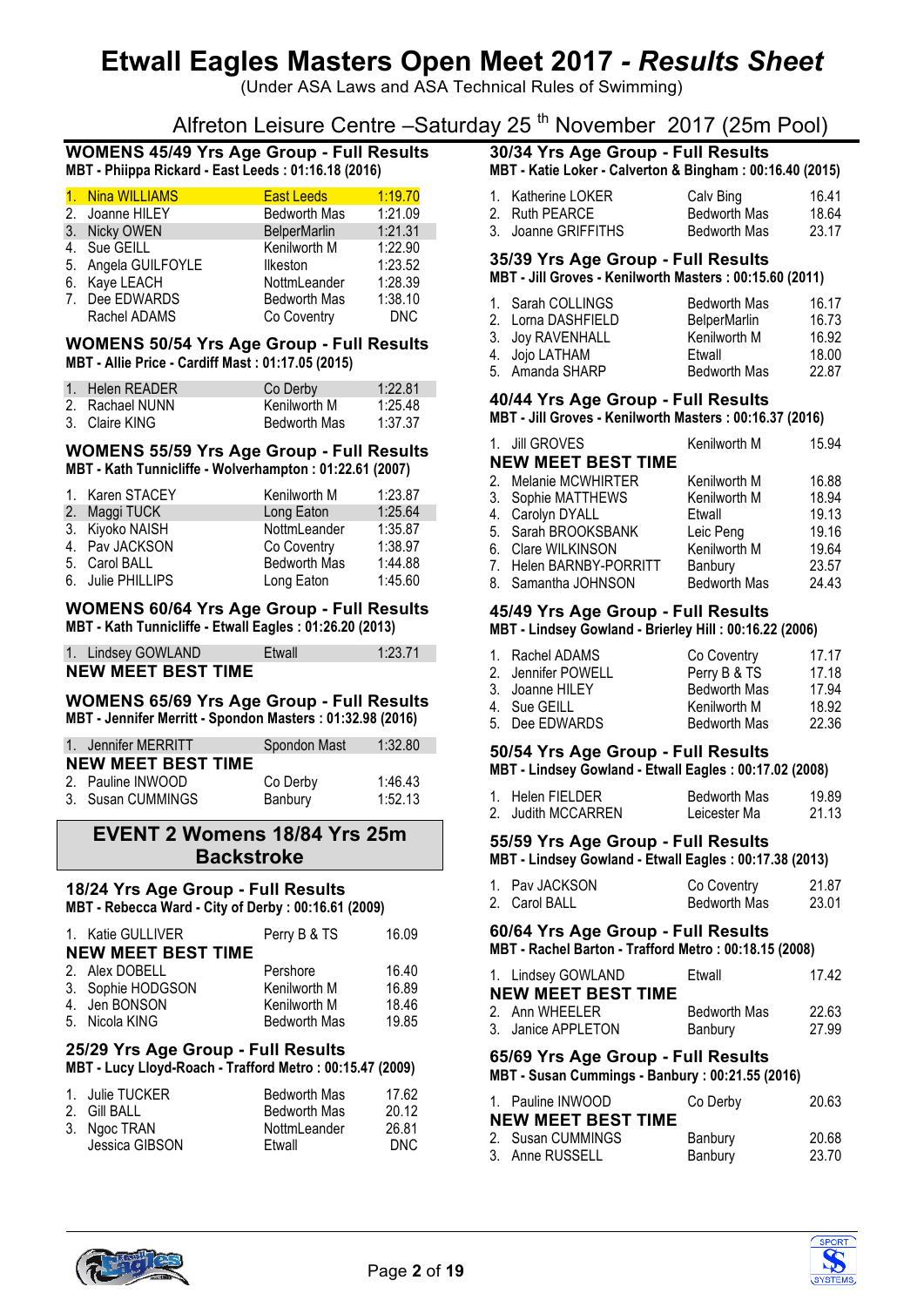# Etwall Eagles Masters Open Meet 2017 - *Results Sheet*

(Under ASA Laws and ASA Technical Rules of Swimming)

Alfreton Leisure Centre –Saturday 25th November 2017 (25m Pool)

### WOMENS 45/49 Yrs Age Group - Full Results

**MBT - Phiippa Rickard - East Leeds : 01:16.18 (2016)**

| | | |
|---|---|---|
| 1. Nina WILLIAMS | East Leeds | 1:19.70 |
| 2. Joanne HILEY | Bedworth Mas | 1:21.09 |
| 3. Nicky OWEN | BelperMarlin | 1:21.31 |
| 4. Sue GEILL | Kenilworth M | 1:22.90 |
| 5. Angela GUILFOYLE | Ilkeston | 1:23.52 |
| 6. Kaye LEACH | NottmLeander | 1:28.39 |
| 7. Dee EDWARDS | Bedworth Mas | 1:38.10 |
| Rachel ADAMS | Co Coventry | DNC |

### WOMENS 50/54 Yrs Age Group - Full Results

**MBT - Allie Price - Cardiff Mast : 01:17.05 (2015)**

| | | |
|---|---|---|
| 1. Helen READER | Co Derby | 1:22.81 |
| 2. Rachael NUNN | Kenilworth M | 1:25.48 |
| 3. Claire KING | Bedworth Mas | 1:37.37 |

### WOMENS 55/59 Yrs Age Group - Full Results

**MBT - Kath Tunnicliffe - Wolverhampton : 01:22.61 (2007)**

| | | |
|---|---|---|
| 1. Karen STACEY | Kenilworth M | 1:23.87 |
| 2. Maggi TUCK | Long Eaton | 1:25.64 |
| 3. Kiyoko NAISH | NottmLeander | 1:35.87 |
| 4. Pav JACKSON | Co Coventry | 1:38.97 |
| 5. Carol BALL | Bedworth Mas | 1:44.88 |
| 6. Julie PHILLIPS | Long Eaton | 1:45.60 |

### WOMENS 60/64 Yrs Age Group - Full Results

**MBT - Kath Tunnicliffe - Etwall Eagles : 01:26.20 (2013)**

| | | |
|---|---|---|
| 1. Lindsey GOWLAND | Etwall | 1:23.71 |

**NEW MEET BEST TIME**

### WOMENS 65/69 Yrs Age Group - Full Results

**MBT - Jennifer Merritt - Spondon Masters : 01:32.98 (2016)**

| | | |
|---|---|---|
| 1. Jennifer MERRITT | Spondon Mast | 1:32.80 |
| **NEW MEET BEST TIME** | | |
| 2. Pauline INWOOD | Co Derby | 1:46.43 |
| 3. Susan CUMMINGS | Banbury | 1:52.13 |

## EVENT 2 Womens 18/84 Yrs 25m Backstroke

### 18/24 Yrs Age Group - Full Results

**MBT - Rebecca Ward - City of Derby : 00:16.61 (2009)**

| | | |
|---|---|---|
| 1. Katie GULLIVER | Perry B & TS | 16.09 |
| **NEW MEET BEST TIME** | | |
| 2. Alex DOBELL | Pershore | 16.40 |
| 3. Sophie HODGSON | Kenilworth M | 16.89 |
| 4. Jen BONSON | Kenilworth M | 18.46 |
| 5. Nicola KING | Bedworth Mas | 19.85 |

### 25/29 Yrs Age Group - Full Results

**MBT - Lucy Lloyd-Roach - Trafford Metro : 00:15.47 (2009)**

| | | |
|---|---|---|
| 1. Julie TUCKER | Bedworth Mas | 17.62 |
| 2. Gill BALL | Bedworth Mas | 20.12 |
| 3. Ngoc TRAN | NottmLeander | 26.81 |
| Jessica GIBSON | Etwall | DNC |

### 30/34 Yrs Age Group - Full Results

**MBT - Katie Loker - Calverton & Bingham : 00:16.40 (2015)**

| | | |
|---|---|---|
| 1. Katherine LOKER | Calv Bing | 16.41 |
| 2. Ruth PEARCE | Bedworth Mas | 18.64 |
| 3. Joanne GRIFFITHS | Bedworth Mas | 23.17 |

### 35/39 Yrs Age Group - Full Results

**MBT - Jill Groves - Kenilworth Masters : 00:15.60 (2011)**

| | | |
|---|---|---|
| 1. Sarah COLLINGS | Bedworth Mas | 16.17 |
| 2. Lorna DASHFIELD | BelperMarlin | 16.73 |
| 3. Joy RAVENHALL | Kenilworth M | 16.92 |
| 4. Jojo LATHAM | Etwall | 18.00 |
| 5. Amanda SHARP | Bedworth Mas | 22.87 |

### 40/44 Yrs Age Group - Full Results

**MBT - Jill Groves - Kenilworth Masters : 00:16.37 (2016)**

| | | |
|---|---|---|
| 1. Jill GROVES | Kenilworth M | 15.94 |
| **NEW MEET BEST TIME** | | |
| 2. Melanie MCWHIRTER | Kenilworth M | 16.88 |
| 3. Sophie MATTHEWS | Kenilworth M | 18.94 |
| 4. Carolyn DYALL | Etwall | 19.13 |
| 5. Sarah BROOKSBANK | Leic Peng | 19.16 |
| 6. Clare WILKINSON | Kenilworth M | 19.64 |
| 7. Helen BARNBY-PORRITT | Banbury | 23.57 |
| 8. Samantha JOHNSON | Bedworth Mas | 24.43 |

### 45/49 Yrs Age Group - Full Results

**MBT - Lindsey Gowland - Brierley Hill : 00:16.22 (2006)**

| | | |
|---|---|---|
| 1. Rachel ADAMS | Co Coventry | 17.17 |
| 2. Jennifer POWELL | Perry B & TS | 17.18 |
| 3. Joanne HILEY | Bedworth Mas | 17.94 |
| 4. Sue GEILL | Kenilworth M | 18.92 |
| 5. Dee EDWARDS | Bedworth Mas | 22.36 |

### 50/54 Yrs Age Group - Full Results

**MBT - Lindsey Gowland - Etwall Eagles : 00:17.02 (2008)**

| | | |
|---|---|---|
| 1. Helen FIELDER | Bedworth Mas | 19.89 |
| 2. Judith MCCARREN | Leicester Ma | 21.13 |

### 55/59 Yrs Age Group - Full Results

**MBT - Lindsey Gowland - Etwall Eagles : 00:17.38 (2013)**

| | | |
|---|---|---|
| 1. Pav JACKSON | Co Coventry | 21.87 |
| 2. Carol BALL | Bedworth Mas | 23.01 |

### 60/64 Yrs Age Group - Full Results

**MBT - Rachel Barton - Trafford Metro : 00:18.15 (2008)**

| | | |
|---|---|---|
| 1. Lindsey GOWLAND | Etwall | 17.42 |
| **NEW MEET BEST TIME** | | |
| 2. Ann WHEELER | Bedworth Mas | 22.63 |
| 3. Janice APPLETON | Banbury | 27.99 |

### 65/69 Yrs Age Group - Full Results

**MBT - Susan Cummings - Banbury : 00:21.55 (2016)**

| | | |
|---|---|---|
| 1. Pauline INWOOD | Co Derby | 20.63 |
| **NEW MEET BEST TIME** | | |
| 2. Susan CUMMINGS | Banbury | 20.68 |
| 3. Anne RUSSELL | Banbury | 23.70 |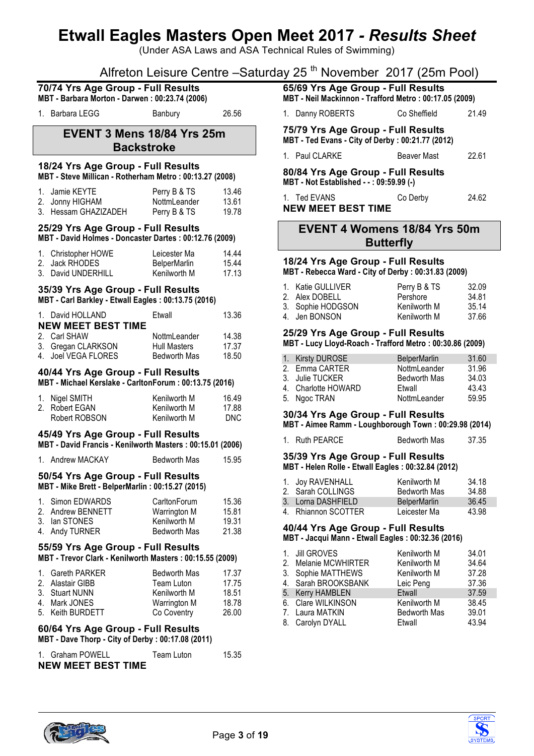# Etwall Eagles Masters Open Meet 2017 - *Results Sheet*

(Under ASA Laws and ASA Technical Rules of Swimming)

Alfreton Leisure Centre –Saturday 25th November 2017 (25m Pool)

### 70/74 Yrs Age Group - Full Results

**MBT - Barbara Morton - Darwen : 00:23.74 (2006)**

| | | | |
|---|---|---|---|
| 1. | Barbara LEGG | Banbury | 26.56 |

## EVENT 3 Mens 18/84 Yrs 25m Backstroke

### 18/24 Yrs Age Group - Full Results

**MBT - Steve Millican - Rotherham Metro : 00:13.27 (2008)**

| | | | |
|---|---|---|---|
| 1. | Jamie KEYTE | Perry B & TS | 13.46 |
| 2. | Jonny HIGHAM | NottmLeander | 13.61 |
| 3. | Hessam GHAZIZADEH | Perry B & TS | 19.78 |

### 25/29 Yrs Age Group - Full Results

**MBT - David Holmes - Doncaster Dartes : 00:12.76 (2009)**

| | | | |
|---|---|---|---|
| 1. | Christopher HOWE | Leicester Ma | 14.44 |
| 2. | Jack RHODES | BelperMarlin | 15.44 |
| 3. | David UNDERHILL | Kenilworth M | 17.13 |

### 35/39 Yrs Age Group - Full Results

**MBT - Carl Barkley - Etwall Eagles : 00:13.75 (2016)**

| | | | |
|---|---|---|---|
| 1. | David HOLLAND | Etwall | 13.36 |
| | **NEW MEET BEST TIME** | | |
| 2. | Carl SHAW | NottmLeander | 14.38 |
| 3. | Gregan CLARKSON | Hull Masters | 17.37 |
| 4. | Joel VEGA FLORES | Bedworth Mas | 18.50 |

### 40/44 Yrs Age Group - Full Results

**MBT - Michael Kerslake - CarltonForum : 00:13.75 (2016)**

| | | | |
|---|---|---|---|
| 1. | Nigel SMITH | Kenilworth M | 16.49 |
| 2. | Robert EGAN | Kenilworth M | 17.88 |
| | Robert ROBSON | Kenilworth M | DNC |

### 45/49 Yrs Age Group - Full Results

**MBT - David Francis - Kenilworth Masters : 00:15.01 (2006)**

| | | | |
|---|---|---|---|
| 1. | Andrew MACKAY | Bedworth Mas | 15.95 |

### 50/54 Yrs Age Group - Full Results

**MBT - Mike Brett - BelperMarlin : 00:15.27 (2015)**

| | | | |
|---|---|---|---|
| 1. | Simon EDWARDS | CarltonForum | 15.36 |
| 2. | Andrew BENNETT | Warrington M | 15.81 |
| 3. | Ian STONES | Kenilworth M | 19.31 |
| 4. | Andy TURNER | Bedworth Mas | 21.38 |

### 55/59 Yrs Age Group - Full Results

**MBT - Trevor Clark - Kenilworth Masters : 00:15.55 (2009)**

| | | | |
|---|---|---|---|
| 1. | Gareth PARKER | Bedworth Mas | 17.37 |
| 2. | Alastair GIBB | Team Luton | 17.75 |
| 3. | Stuart NUNN | Kenilworth M | 18.51 |
| 4. | Mark JONES | Warrington M | 18.78 |
| 5. | Keith BURDETT | Co Coventry | 26.00 |

### 60/64 Yrs Age Group - Full Results

**MBT - Dave Thorp - City of Derby : 00:17.08 (2011)**

| | | | |
|---|---|---|---|
| 1. | Graham POWELL | Team Luton | 15.35 |
| | **NEW MEET BEST TIME** | | |

### 65/69 Yrs Age Group - Full Results

**MBT - Neil Mackinnon - Trafford Metro : 00:17.05 (2009)**

| | | | |
|---|---|---|---|
| 1. | Danny ROBERTS | Co Sheffield | 21.49 |

### 75/79 Yrs Age Group - Full Results

**MBT - Ted Evans - City of Derby : 00:21.77 (2012)**

| | | | |
|---|---|---|---|
| 1. | Paul CLARKE | Beaver Mast | 22.61 |

### 80/84 Yrs Age Group - Full Results

**MBT - Not Established - - : 09:59.99 (-)**

| | | | |
|---|---|---|---|
| 1. | Ted EVANS | Co Derby | 24.62 |
| | **NEW MEET BEST TIME** | | |

## EVENT 4 Womens 18/84 Yrs 50m Butterfly

### 18/24 Yrs Age Group - Full Results

**MBT - Rebecca Ward - City of Derby : 00:31.83 (2009)**

| | | | |
|---|---|---|---|
| 1. | Katie GULLIVER | Perry B & TS | 32.09 |
| 2. | Alex DOBELL | Pershore | 34.81 |
| 3. | Sophie HODGSON | Kenilworth M | 35.14 |
| 4. | Jen BONSON | Kenilworth M | 37.66 |

### 25/29 Yrs Age Group - Full Results

**MBT - Lucy Lloyd-Roach - Trafford Metro : 00:30.86 (2009)**

| | | | |
|---|---|---|---|
| 1. | Kirsty DUROSE | BelperMarlin | 31.60 |
| 2. | Emma CARTER | NottmLeander | 31.96 |
| 3. | Julie TUCKER | Bedworth Mas | 34.03 |
| 4. | Charlotte HOWARD | Etwall | 43.43 |
| 5. | Ngoc TRAN | NottmLeander | 59.95 |

### 30/34 Yrs Age Group - Full Results

**MBT - Aimee Ramm - Loughborough Town : 00:29.98 (2014)**

| | | | |
|---|---|---|---|
| 1. | Ruth PEARCE | Bedworth Mas | 37.35 |

### 35/39 Yrs Age Group - Full Results

**MBT - Helen Rolle - Etwall Eagles : 00:32.84 (2012)**

| | | | |
|---|---|---|---|
| 1. | Joy RAVENHALL | Kenilworth M | 34.18 |
| 2. | Sarah COLLINGS | Bedworth Mas | 34.88 |
| 3. | Lorna DASHFIELD | BelperMarlin | 36.45 |
| 4. | Rhiannon SCOTTER | Leicester Ma | 43.98 |

### 40/44 Yrs Age Group - Full Results

**MBT - Jacqui Mann - Etwall Eagles : 00:32.36 (2016)**

| | | | |
|---|---|---|---|
| 1. | Jill GROVES | Kenilworth M | 34.01 |
| 2. | Melanie MCWHIRTER | Kenilworth M | 34.64 |
| 3. | Sophie MATTHEWS | Kenilworth M | 37.28 |
| 4. | Sarah BROOKSBANK | Leic Peng | 37.36 |
| 5. | Kerry HAMBLEN | Etwall | 37.59 |
| 6. | Clare WILKINSON | Kenilworth M | 38.45 |
| 7. | Laura MATKIN | Bedworth Mas | 39.01 |
| 8. | Carolyn DYALL | Etwall | 43.94 |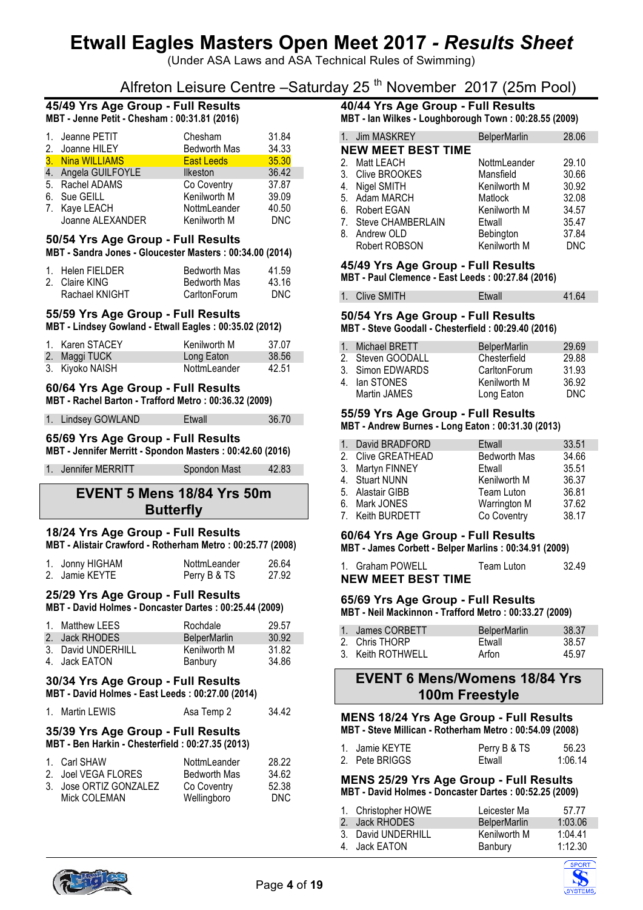# Etwall Eagles Masters Open Meet 2017 - *Results Sheet*

(Under ASA Laws and ASA Technical Rules of Swimming)

Alfreton Leisure Centre –Saturday 25th November 2017 (25m Pool)

### 45/49 Yrs Age Group - Full Results

**MBT - Jenne Petit - Chesham : 00:31.81 (2016)**

| | Name | Club | Time |
|---|---|---|---|
| 1. | Jeanne PETIT | Chesham | 31.84 |
| 2. | Joanne HILEY | Bedworth Mas | 34.33 |
| 3. | Nina WILLIAMS | East Leeds | 35.30 |
| 4. | Angela GUILFOYLE | Ilkeston | 36.42 |
| 5. | Rachel ADAMS | Co Coventry | 37.87 |
| 6. | Sue GEILL | Kenilworth M | 39.09 |
| 7. | Kaye LEACH | NottmLeander | 40.50 |
| | Joanne ALEXANDER | Kenilworth M | DNC |

### 50/54 Yrs Age Group - Full Results

**MBT - Sandra Jones - Gloucester Masters : 00:34.00 (2014)**

| | Name | Club | Time |
|---|---|---|---|
| 1. | Helen FIELDER | Bedworth Mas | 41.59 |
| 2. | Claire KING | Bedworth Mas | 43.16 |
| | Rachael KNIGHT | CarltonForum | DNC |

### 55/59 Yrs Age Group - Full Results

**MBT - Lindsey Gowland - Etwall Eagles : 00:35.02 (2012)**

| | Name | Club | Time |
|---|---|---|---|
| 1. | Karen STACEY | Kenilworth M | 37.07 |
| 2. | Maggi TUCK | Long Eaton | 38.56 |
| 3. | Kiyoko NAISH | NottmLeander | 42.51 |

### 60/64 Yrs Age Group - Full Results

**MBT - Rachel Barton - Trafford Metro : 00:36.32 (2009)**

| | Name | Club | Time |
|---|---|---|---|
| 1. | Lindsey GOWLAND | Etwall | 36.70 |

### 65/69 Yrs Age Group - Full Results

**MBT - Jennifer Merritt - Spondon Masters : 00:42.60 (2016)**

| | Name | Club | Time |
|---|---|---|---|
| 1. | Jennifer MERRITT | Spondon Mast | 42.83 |

## EVENT 5 Mens 18/84 Yrs 50m Butterfly

### 18/24 Yrs Age Group - Full Results

**MBT - Alistair Crawford - Rotherham Metro : 00:25.77 (2008)**

| | Name | Club | Time |
|---|---|---|---|
| 1. | Jonny HIGHAM | NottmLeander | 26.64 |
| 2. | Jamie KEYTE | Perry B & TS | 27.92 |

### 25/29 Yrs Age Group - Full Results

**MBT - David Holmes - Doncaster Dartes : 00:25.44 (2009)**

| | Name | Club | Time |
|---|---|---|---|
| 1. | Matthew LEES | Rochdale | 29.57 |
| 2. | Jack RHODES | BelperMarlin | 30.92 |
| 3. | David UNDERHILL | Kenilworth M | 31.82 |
| 4. | Jack EATON | Banbury | 34.86 |

### 30/34 Yrs Age Group - Full Results

**MBT - David Holmes - East Leeds : 00:27.00 (2014)**

| | Name | Club | Time |
|---|---|---|---|
| 1. | Martin LEWIS | Asa Temp 2 | 34.42 |

### 35/39 Yrs Age Group - Full Results

**MBT - Ben Harkin - Chesterfield : 00:27.35 (2013)**

| | Name | Club | Time |
|---|---|---|---|
| 1. | Carl SHAW | NottmLeander | 28.22 |
| 2. | Joel VEGA FLORES | Bedworth Mas | 34.62 |
| 3. | Jose ORTIZ GONZALEZ | Co Coventry | 52.38 |
| | Mick COLEMAN | Wellingboro | DNC |

### 40/44 Yrs Age Group - Full Results

**MBT - Ian Wilkes - Loughborough Town : 00:28.55 (2009)**

| | Name | Club | Time |
|---|---|---|---|
| 1. | Jim MASKREY | BelperMarlin | 28.06 |

**NEW MEET BEST TIME**

| | Name | Club | Time |
|---|---|---|---|
| 2. | Matt LEACH | NottmLeander | 29.10 |
| 3. | Clive BROOKES | Mansfield | 30.66 |
| 4. | Nigel SMITH | Kenilworth M | 30.92 |
| 5. | Adam MARCH | Matlock | 32.08 |
| 6. | Robert EGAN | Kenilworth M | 34.57 |
| 7. | Steve CHAMBERLAIN | Etwall | 35.47 |
| 8. | Andrew OLD | Bebington | 37.84 |
| | Robert ROBSON | Kenilworth M | DNC |

### 45/49 Yrs Age Group - Full Results

**MBT - Paul Clemence - East Leeds : 00:27.84 (2016)**

| | Name | Club | Time |
|---|---|---|---|
| 1. | Clive SMITH | Etwall | 41.64 |

### 50/54 Yrs Age Group - Full Results

**MBT - Steve Goodall - Chesterfield : 00:29.40 (2016)**

| | Name | Club | Time |
|---|---|---|---|
| 1. | Michael BRETT | BelperMarlin | 29.69 |
| 2. | Steven GOODALL | Chesterfield | 29.88 |
| 3. | Simon EDWARDS | CarltonForum | 31.93 |
| 4. | Ian STONES | Kenilworth M | 36.92 |
| | Martin JAMES | Long Eaton | DNC |

### 55/59 Yrs Age Group - Full Results

**MBT - Andrew Burnes - Long Eaton : 00:31.30 (2013)**

| | Name | Club | Time |
|---|---|---|---|
| 1. | David BRADFORD | Etwall | 33.51 |
| 2. | Clive GREATHEAD | Bedworth Mas | 34.66 |
| 3. | Martyn FINNEY | Etwall | 35.51 |
| 4. | Stuart NUNN | Kenilworth M | 36.37 |
| 5. | Alastair GIBB | Team Luton | 36.81 |
| 6. | Mark JONES | Warrington M | 37.62 |
| 7. | Keith BURDETT | Co Coventry | 38.17 |

### 60/64 Yrs Age Group - Full Results

**MBT - James Corbett - Belper Marlins : 00:34.91 (2009)**

| | Name | Club | Time |
|---|---|---|---|
| 1. | Graham POWELL | Team Luton | 32.49 |

**NEW MEET BEST TIME**

### 65/69 Yrs Age Group - Full Results

**MBT - Neil Mackinnon - Trafford Metro : 00:33.27 (2009)**

| | Name | Club | Time |
|---|---|---|---|
| 1. | James CORBETT | BelperMarlin | 38.37 |
| 2. | Chris THORP | Etwall | 38.57 |
| 3. | Keith ROTHWELL | Arfon | 45.97 |

## EVENT 6 Mens/Womens 18/84 Yrs 100m Freestyle

### MENS 18/24 Yrs Age Group - Full Results

**MBT - Steve Millican - Rotherham Metro : 00:54.09 (2008)**

| | Name | Club | Time |
|---|---|---|---|
| 1. | Jamie KEYTE | Perry B & TS | 56.23 |
| 2. | Pete BRIGGS | Etwall | 1:06.14 |

### MENS 25/29 Yrs Age Group - Full Results

**MBT - David Holmes - Doncaster Dartes : 00:52.25 (2009)**

| | Name | Club | Time |
|---|---|---|---|
| 1. | Christopher HOWE | Leicester Ma | 57.77 |
| 2. | Jack RHODES | BelperMarlin | 1:03.06 |
| 3. | David UNDERHILL | Kenilworth M | 1:04.41 |
| 4. | Jack EATON | Banbury | 1:12.30 |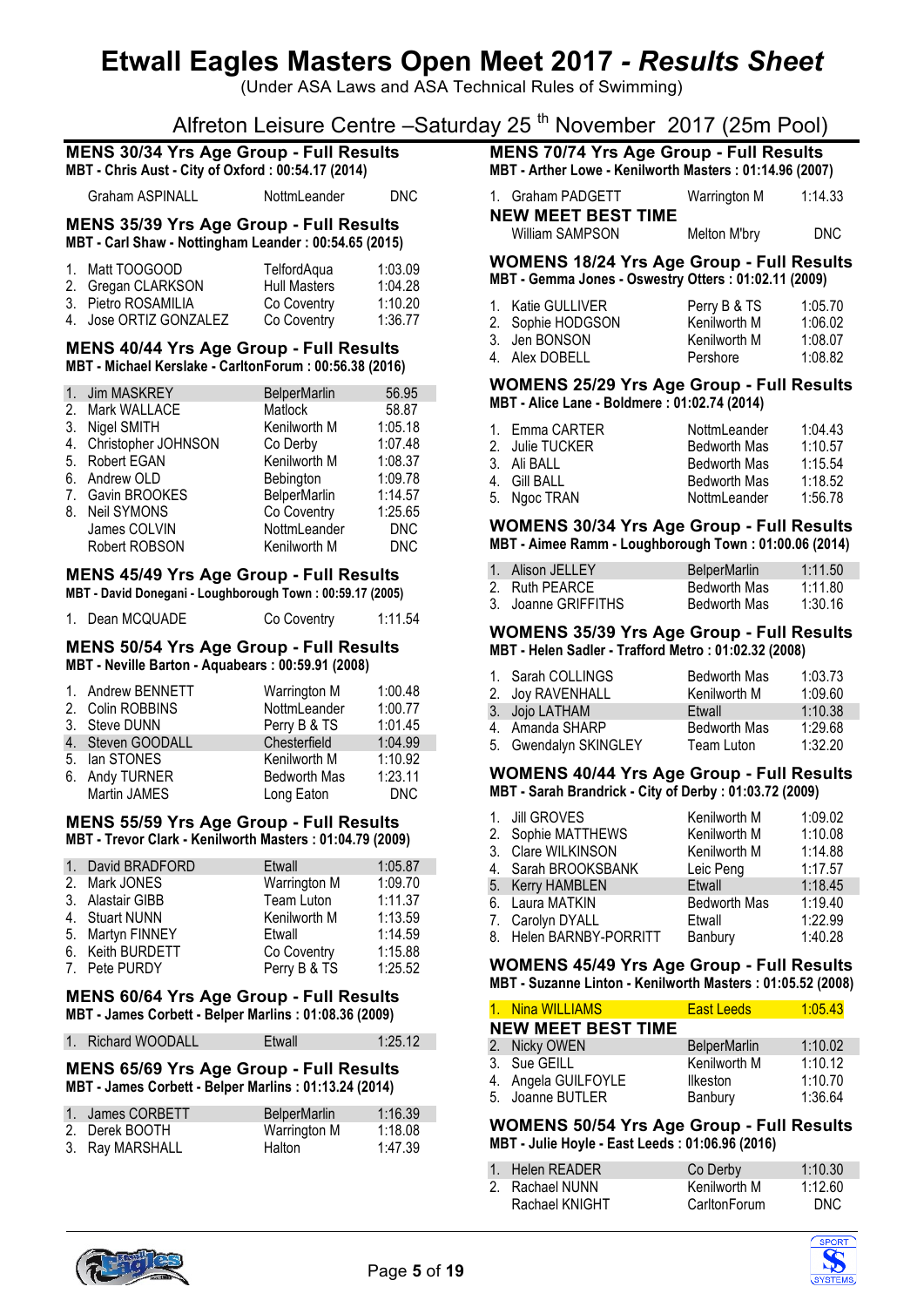# Etwall Eagles Masters Open Meet 2017 - *Results Sheet*

(Under ASA Laws and ASA Technical Rules of Swimming)

Alfreton Leisure Centre –Saturday 25th November 2017 (25m Pool)

## MENS 30/34 Yrs Age Group - Full Results

**MBT - Chris Aust - City of Oxford : 00:54.17 (2014)**

| | Name | Club | Time |
|---|---|---|---|
| | Graham ASPINALL | NottmLeander | DNC |

## MENS 35/39 Yrs Age Group - Full Results

**MBT - Carl Shaw - Nottingham Leander : 00:54.65 (2015)**

| | Name | Club | Time |
|---|---|---|---|
| 1. | Matt TOOGOOD | TelfordAqua | 1:03.09 |
| 2. | Gregan CLARKSON | Hull Masters | 1:04.28 |
| 3. | Pietro ROSAMILIA | Co Coventry | 1:10.20 |
| 4. | Jose ORTIZ GONZALEZ | Co Coventry | 1:36.77 |

## MENS 40/44 Yrs Age Group - Full Results

**MBT - Michael Kerslake - CarltonForum : 00:56.38 (2016)**

| | Name | Club | Time |
|---|---|---|---|
| 1. | Jim MASKREY | BelperMarlin | 56.95 |
| 2. | Mark WALLACE | Matlock | 58.87 |
| 3. | Nigel SMITH | Kenilworth M | 1:05.18 |
| 4. | Christopher JOHNSON | Co Derby | 1:07.48 |
| 5. | Robert EGAN | Kenilworth M | 1:08.37 |
| 6. | Andrew OLD | Bebington | 1:09.78 |
| 7. | Gavin BROOKES | BelperMarlin | 1:14.57 |
| 8. | Neil SYMONS | Co Coventry | 1:25.65 |
| | James COLVIN | NottmLeander | DNC |
| | Robert ROBSON | Kenilworth M | DNC |

## MENS 45/49 Yrs Age Group - Full Results

**MBT - David Donegani - Loughborough Town : 00:59.17 (2005)**

| | Name | Club | Time |
|---|---|---|---|
| 1. | Dean MCQUADE | Co Coventry | 1:11.54 |

## MENS 50/54 Yrs Age Group - Full Results

**MBT - Neville Barton - Aquabears : 00:59.91 (2008)**

| | Name | Club | Time |
|---|---|---|---|
| 1. | Andrew BENNETT | Warrington M | 1:00.48 |
| 2. | Colin ROBBINS | NottmLeander | 1:00.77 |
| 3. | Steve DUNN | Perry B & TS | 1:01.45 |
| 4. | Steven GOODALL | Chesterfield | 1:04.99 |
| 5. | Ian STONES | Kenilworth M | 1:10.92 |
| 6. | Andy TURNER | Bedworth Mas | 1:23.11 |
| | Martin JAMES | Long Eaton | DNC |

## MENS 55/59 Yrs Age Group - Full Results

**MBT - Trevor Clark - Kenilworth Masters : 01:04.79 (2009)**

| | Name | Club | Time |
|---|---|---|---|
| 1. | David BRADFORD | Etwall | 1:05.87 |
| 2. | Mark JONES | Warrington M | 1:09.70 |
| 3. | Alastair GIBB | Team Luton | 1:11.37 |
| 4. | Stuart NUNN | Kenilworth M | 1:13.59 |
| 5. | Martyn FINNEY | Etwall | 1:14.59 |
| 6. | Keith BURDETT | Co Coventry | 1:15.88 |
| 7. | Pete PURDY | Perry B & TS | 1:25.52 |

## MENS 60/64 Yrs Age Group - Full Results

**MBT - James Corbett - Belper Marlins : 01:08.36 (2009)**

| | Name | Club | Time |
|---|---|---|---|
| 1. | Richard WOODALL | Etwall | 1:25.12 |

## MENS 65/69 Yrs Age Group - Full Results

**MBT - James Corbett - Belper Marlins : 01:13.24 (2014)**

| | Name | Club | Time |
|---|---|---|---|
| 1. | James CORBETT | BelperMarlin | 1:16.39 |
| 2. | Derek BOOTH | Warrington M | 1:18.08 |
| 3. | Ray MARSHALL | Halton | 1:47.39 |

## MENS 70/74 Yrs Age Group - Full Results

**MBT - Arther Lowe - Kenilworth Masters : 01:14.96 (2007)**

| | Name | Club | Time |
|---|---|---|---|
| 1. | Graham PADGETT | Warrington M | 1:14.33 |
| | **NEW MEET BEST TIME** | | |
| | William SAMPSON | Melton M'bry | DNC |

## WOMENS 18/24 Yrs Age Group - Full Results

**MBT - Gemma Jones - Oswestry Otters : 01:02.11 (2009)**

| | Name | Club | Time |
|---|---|---|---|
| 1. | Katie GULLIVER | Perry B & TS | 1:05.70 |
| 2. | Sophie HODGSON | Kenilworth M | 1:06.02 |
| 3. | Jen BONSON | Kenilworth M | 1:08.07 |
| 4. | Alex DOBELL | Pershore | 1:08.82 |

## WOMENS 25/29 Yrs Age Group - Full Results

**MBT - Alice Lane - Boldmere : 01:02.74 (2014)**

| | Name | Club | Time |
|---|---|---|---|
| 1. | Emma CARTER | NottmLeander | 1:04.43 |
| 2. | Julie TUCKER | Bedworth Mas | 1:10.57 |
| 3. | Ali BALL | Bedworth Mas | 1:15.54 |
| 4. | Gill BALL | Bedworth Mas | 1:18.52 |
| 5. | Ngoc TRAN | NottmLeander | 1:56.78 |

## WOMENS 30/34 Yrs Age Group - Full Results

**MBT - Aimee Ramm - Loughborough Town : 01:00.06 (2014)**

| | Name | Club | Time |
|---|---|---|---|
| 1. | Alison JELLEY | BelperMarlin | 1:11.50 |
| 2. | Ruth PEARCE | Bedworth Mas | 1:11.80 |
| 3. | Joanne GRIFFITHS | Bedworth Mas | 1:30.16 |

## WOMENS 35/39 Yrs Age Group - Full Results

**MBT - Helen Sadler - Trafford Metro : 01:02.32 (2008)**

| | Name | Club | Time |
|---|---|---|---|
| 1. | Sarah COLLINGS | Bedworth Mas | 1:03.73 |
| 2. | Joy RAVENHALL | Kenilworth M | 1:09.60 |
| 3. | Jojo LATHAM | Etwall | 1:10.38 |
| 4. | Amanda SHARP | Bedworth Mas | 1:29.68 |
| 5. | Gwendalyn SKINGLEY | Team Luton | 1:32.20 |

## WOMENS 40/44 Yrs Age Group - Full Results

**MBT - Sarah Brandrick - City of Derby : 01:03.72 (2009)**

| | Name | Club | Time |
|---|---|---|---|
| 1. | Jill GROVES | Kenilworth M | 1:09.02 |
| 2. | Sophie MATTHEWS | Kenilworth M | 1:10.08 |
| 3. | Clare WILKINSON | Kenilworth M | 1:14.88 |
| 4. | Sarah BROOKSBANK | Leic Peng | 1:17.57 |
| 5. | Kerry HAMBLEN | Etwall | 1:18.45 |
| 6. | Laura MATKIN | Bedworth Mas | 1:19.40 |
| 7. | Carolyn DYALL | Etwall | 1:22.99 |
| 8. | Helen BARNBY-PORRITT | Banbury | 1:40.28 |

## WOMENS 45/49 Yrs Age Group - Full Results

**MBT - Suzanne Linton - Kenilworth Masters : 01:05.52 (2008)**

| | Name | Club | Time |
|---|---|---|---|
| 1. | Nina WILLIAMS | East Leeds | 1:05.43 |
| | **NEW MEET BEST TIME** | | |
| 2. | Nicky OWEN | BelperMarlin | 1:10.02 |
| 3. | Sue GEILL | Kenilworth M | 1:10.12 |
| 4. | Angela GUILFOYLE | Ilkeston | 1:10.70 |
| 5. | Joanne BUTLER | Banbury | 1:36.64 |

## WOMENS 50/54 Yrs Age Group - Full Results

**MBT - Julie Hoyle - East Leeds : 01:06.96 (2016)**

| | Name | Club | Time |
|---|---|---|---|
| 1. | Helen READER | Co Derby | 1:10.30 |
| 2. | Rachael NUNN | Kenilworth M | 1:12.60 |
| | Rachael KNIGHT | CarltonForum | DNC |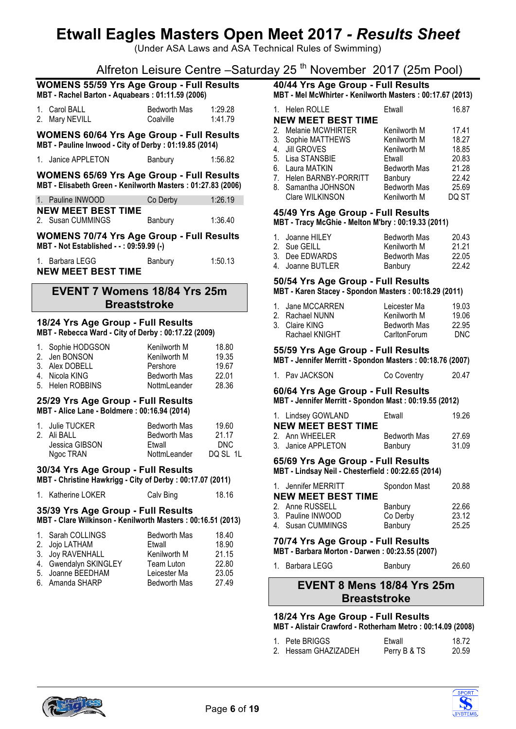# Etwall Eagles Masters Open Meet 2017 *- Results Sheet*

(Under ASA Laws and ASA Technical Rules of Swimming)

Alfreton Leisure Centre –Saturday 25 th November 2017 (25m Pool)

### WOMENS 55/59 Yrs Age Group - Full Results

**MBT - Rachel Barton - Aquabears : 01:11.59 (2006)**

| | Name | Club | Time |
|---|---|---|---|
| 1. | Carol BALL | Bedworth Mas | 1:29.28 |
| 2. | Mary NEVILL | Coalville | 1:41.79 |

### WOMENS 60/64 Yrs Age Group - Full Results

**MBT - Pauline Inwood - City of Derby : 01:19.85 (2014)**

| | Name | Club | Time |
|---|---|---|---|
| 1. | Janice APPLETON | Banbury | 1:56.82 |

### WOMENS 65/69 Yrs Age Group - Full Results

**MBT - Elisabeth Green - Kenilworth Masters : 01:27.83 (2006)**

| | Name | Club | Time |
|---|---|---|---|
| 1. | Pauline INWOOD | Co Derby | 1:26.19 |
| | **NEW MEET BEST TIME** | | |
| 2. | Susan CUMMINGS | Banbury | 1:36.40 |

### WOMENS 70/74 Yrs Age Group - Full Results

**MBT - Not Established - - : 09:59.99 (-)**

| | Name | Club | Time |
|---|---|---|---|
| 1. | Barbara LEGG | Banbury | 1:50.13 |
| | **NEW MEET BEST TIME** | | |

## EVENT 7 Womens 18/84 Yrs 25m Breaststroke

### 18/24 Yrs Age Group - Full Results

**MBT - Rebecca Ward - City of Derby : 00:17.22 (2009)**

| | Name | Club | Time |
|---|---|---|---|
| 1. | Sophie HODGSON | Kenilworth M | 18.80 |
| 2. | Jen BONSON | Kenilworth M | 19.35 |
| 3. | Alex DOBELL | Pershore | 19.67 |
| 4. | Nicola KING | Bedworth Mas | 22.01 |
| 5. | Helen ROBBINS | NottmLeander | 28.36 |

### 25/29 Yrs Age Group - Full Results

**MBT - Alice Lane - Boldmere : 00:16.94 (2014)**

| | Name | Club | Time |
|---|---|---|---|
| 1. | Julie TUCKER | Bedworth Mas | 19.60 |
| 2. | Ali BALL | Bedworth Mas | 21.17 |
| | Jessica GIBSON | Etwall | DNC |
| | Ngoc TRAN | NottmLeander | DQ SL 1L |

### 30/34 Yrs Age Group - Full Results

**MBT - Christine Hawkrigg - City of Derby : 00:17.07 (2011)**

| | Name | Club | Time |
|---|---|---|---|
| 1. | Katherine LOKER | Calv Bing | 18.16 |

### 35/39 Yrs Age Group - Full Results

**MBT - Clare Wilkinson - Kenilworth Masters : 00:16.51 (2013)**

| | Name | Club | Time |
|---|---|---|---|
| 1. | Sarah COLLINGS | Bedworth Mas | 18.40 |
| 2. | Jojo LATHAM | Etwall | 18.90 |
| 3. | Joy RAVENHALL | Kenilworth M | 21.15 |
| 4. | Gwendalyn SKINGLEY | Team Luton | 22.80 |
| 5. | Joanne BEEDHAM | Leicester Ma | 23.05 |
| 6. | Amanda SHARP | Bedworth Mas | 27.49 |

### 40/44 Yrs Age Group - Full Results

**MBT - Mel McWhirter - Kenilworth Masters : 00:17.67 (2013)**

| | Name | Club | Time |
|---|---|---|---|
| 1. | Helen ROLLE | Etwall | 16.87 |
| | **NEW MEET BEST TIME** | | |
| 2. | Melanie MCWHIRTER | Kenilworth M | 17.41 |
| 3. | Sophie MATTHEWS | Kenilworth M | 18.27 |
| 4. | Jill GROVES | Kenilworth M | 18.85 |
| 5. | Lisa STANSBIE | Etwall | 20.83 |
| 6. | Laura MATKIN | Bedworth Mas | 21.28 |
| 7. | Helen BARNBY-PORRITT | Banbury | 22.42 |
| 8. | Samantha JOHNSON | Bedworth Mas | 25.69 |
| | Clare WILKINSON | Kenilworth M | DQ ST |

### 45/49 Yrs Age Group - Full Results

**MBT - Tracy McGhie - Melton M'bry : 00:19.33 (2011)**

| | Name | Club | Time |
|---|---|---|---|
| 1. | Joanne HILEY | Bedworth Mas | 20.43 |
| 2. | Sue GEILL | Kenilworth M | 21.21 |
| 3. | Dee EDWARDS | Bedworth Mas | 22.05 |
| 4. | Joanne BUTLER | Banbury | 22.42 |

### 50/54 Yrs Age Group - Full Results

**MBT - Karen Stacey - Spondon Masters : 00:18.29 (2011)**

| | Name | Club | Time |
|---|---|---|---|
| 1. | Jane MCCARREN | Leicester Ma | 19.03 |
| 2. | Rachael NUNN | Kenilworth M | 19.06 |
| 3. | Claire KING | Bedworth Mas | 22.95 |
| | Rachael KNIGHT | CarltonForum | DNC |

### 55/59 Yrs Age Group - Full Results

**MBT - Jennifer Merritt - Spondon Masters : 00:18.76 (2007)**

| | Name | Club | Time |
|---|---|---|---|
| 1. | Pav JACKSON | Co Coventry | 20.47 |

### 60/64 Yrs Age Group - Full Results

**MBT - Jennifer Merritt - Spondon Mast : 00:19.55 (2012)**

| | Name | Club | Time |
|---|---|---|---|
| 1. | Lindsey GOWLAND | Etwall | 19.26 |
| | **NEW MEET BEST TIME** | | |
| 2. | Ann WHEELER | Bedworth Mas | 27.69 |
| 3. | Janice APPLETON | Banbury | 31.09 |

### 65/69 Yrs Age Group - Full Results

**MBT - Lindsay Neil - Chesterfield : 00:22.65 (2014)**

| | Name | Club | Time |
|---|---|---|---|
| 1. | Jennifer MERRITT | Spondon Mast | 20.88 |
| | **NEW MEET BEST TIME** | | |
| 2. | Anne RUSSELL | Banbury | 22.66 |
| 3. | Pauline INWOOD | Co Derby | 23.12 |
| 4. | Susan CUMMINGS | Banbury | 25.25 |

### 70/74 Yrs Age Group - Full Results

**MBT - Barbara Morton - Darwen : 00:23.55 (2007)**

| | Name | Club | Time |
|---|---|---|---|
| 1. | Barbara LEGG | Banbury | 26.60 |

## EVENT 8 Mens 18/84 Yrs 25m Breaststroke

### 18/24 Yrs Age Group - Full Results

**MBT - Alistair Crawford - Rotherham Metro : 00:14.09 (2008)**

| | Name | Club | Time |
|---|---|---|---|
| 1. | Pete BRIGGS | Etwall | 18.72 |
| 2. | Hessam GHAZIZADEH | Perry B & TS | 20.59 |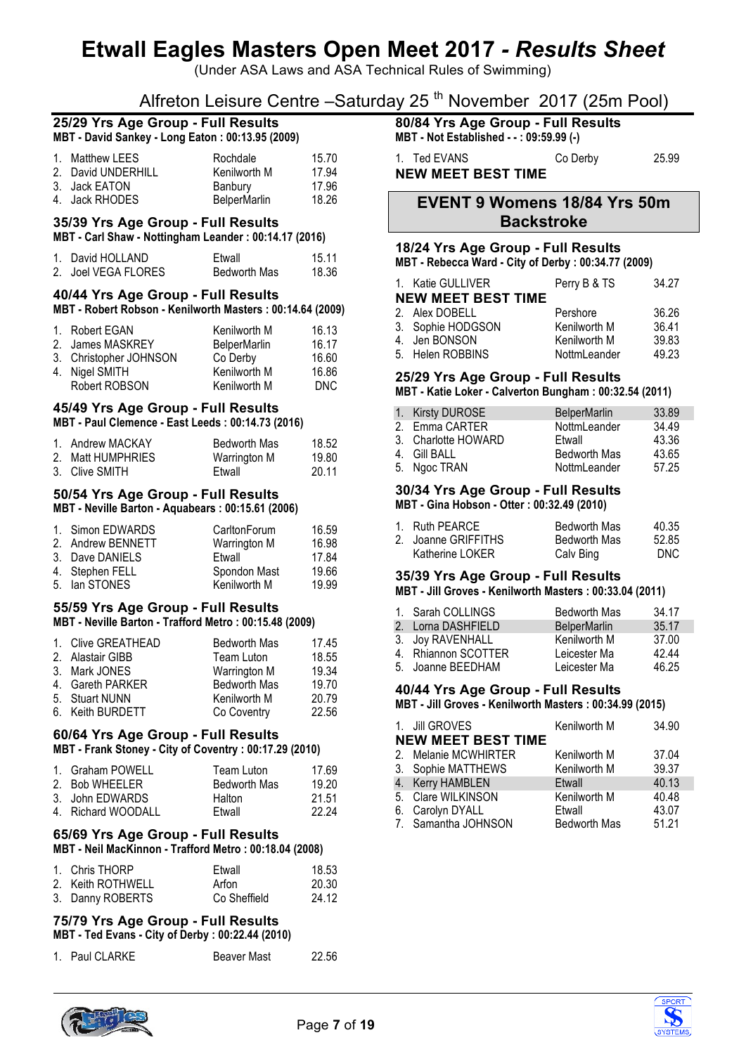# Etwall Eagles Masters Open Meet 2017 - *Results Sheet*

(Under ASA Laws and ASA Technical Rules of Swimming)

Alfreton Leisure Centre –Saturday 25 th November 2017 (25m Pool)

### 25/29 Yrs Age Group - Full Results

**MBT - David Sankey - Long Eaton : 00:13.95 (2009)**

| | Name | Club | Time |
|---|---|---|---|
| 1. | Matthew LEES | Rochdale | 15.70 |
| 2. | David UNDERHILL | Kenilworth M | 17.94 |
| 3. | Jack EATON | Banbury | 17.96 |
| 4. | Jack RHODES | BelperMarlin | 18.26 |

### 35/39 Yrs Age Group - Full Results

**MBT - Carl Shaw - Nottingham Leander : 00:14.17 (2016)**

| | Name | Club | Time |
|---|---|---|---|
| 1. | David HOLLAND | Etwall | 15.11 |
| 2. | Joel VEGA FLORES | Bedworth Mas | 18.36 |

### 40/44 Yrs Age Group - Full Results

**MBT - Robert Robson - Kenilworth Masters : 00:14.64 (2009)**

| | Name | Club | Time |
|---|---|---|---|
| 1. | Robert EGAN | Kenilworth M | 16.13 |
| 2. | James MASKREY | BelperMarlin | 16.17 |
| 3. | Christopher JOHNSON | Co Derby | 16.60 |
| 4. | Nigel SMITH | Kenilworth M | 16.86 |
| | Robert ROBSON | Kenilworth M | DNC |

### 45/49 Yrs Age Group - Full Results

**MBT - Paul Clemence - East Leeds : 00:14.73 (2016)**

| | Name | Club | Time |
|---|---|---|---|
| 1. | Andrew MACKAY | Bedworth Mas | 18.52 |
| 2. | Matt HUMPHRIES | Warrington M | 19.80 |
| 3. | Clive SMITH | Etwall | 20.11 |

### 50/54 Yrs Age Group - Full Results

**MBT - Neville Barton - Aquabears : 00:15.61 (2006)**

| | Name | Club | Time |
|---|---|---|---|
| 1. | Simon EDWARDS | CarltonForum | 16.59 |
| 2. | Andrew BENNETT | Warrington M | 16.98 |
| 3. | Dave DANIELS | Etwall | 17.84 |
| 4. | Stephen FELL | Spondon Mast | 19.66 |
| 5. | Ian STONES | Kenilworth M | 19.99 |

### 55/59 Yrs Age Group - Full Results

**MBT - Neville Barton - Trafford Metro : 00:15.48 (2009)**

| | Name | Club | Time |
|---|---|---|---|
| 1. | Clive GREATHEAD | Bedworth Mas | 17.45 |
| 2. | Alastair GIBB | Team Luton | 18.55 |
| 3. | Mark JONES | Warrington M | 19.34 |
| 4. | Gareth PARKER | Bedworth Mas | 19.70 |
| 5. | Stuart NUNN | Kenilworth M | 20.79 |
| 6. | Keith BURDETT | Co Coventry | 22.56 |

### 60/64 Yrs Age Group - Full Results

**MBT - Frank Stoney - City of Coventry : 00:17.29 (2010)**

| | Name | Club | Time |
|---|---|---|---|
| 1. | Graham POWELL | Team Luton | 17.69 |
| 2. | Bob WHEELER | Bedworth Mas | 19.20 |
| 3. | John EDWARDS | Halton | 21.51 |
| 4. | Richard WOODALL | Etwall | 22.24 |

### 65/69 Yrs Age Group - Full Results

**MBT - Neil MacKinnon - Trafford Metro : 00:18.04 (2008)**

| | Name | Club | Time |
|---|---|---|---|
| 1. | Chris THORP | Etwall | 18.53 |
| 2. | Keith ROTHWELL | Arfon | 20.30 |
| 3. | Danny ROBERTS | Co Sheffield | 24.12 |

### 75/79 Yrs Age Group - Full Results

**MBT - Ted Evans - City of Derby : 00:22.44 (2010)**

| | Name | Club | Time |
|---|---|---|---|
| 1. | Paul CLARKE | Beaver Mast | 22.56 |

### 80/84 Yrs Age Group - Full Results

**MBT - Not Established - - : 09:59.99 (-)**

| | Name | Club | Time |
|---|---|---|---|
| 1. | Ted EVANS | Co Derby | 25.99 |

**NEW MEET BEST TIME**

## EVENT 9 Womens 18/84 Yrs 50m Backstroke

### 18/24 Yrs Age Group - Full Results

**MBT - Rebecca Ward - City of Derby : 00:34.77 (2009)**

| | Name | Club | Time |
|---|---|---|---|
| 1. | Katie GULLIVER | Perry B & TS | 34.27 |
| | **NEW MEET BEST TIME** | | |
| 2. | Alex DOBELL | Pershore | 36.26 |
| 3. | Sophie HODGSON | Kenilworth M | 36.41 |
| 4. | Jen BONSON | Kenilworth M | 39.83 |
| 5. | Helen ROBBINS | NottmLeander | 49.23 |

### 25/29 Yrs Age Group - Full Results

**MBT - Katie Loker - Calverton Bungham : 00:32.54 (2011)**

| | Name | Club | Time |
|---|---|---|---|
| 1. | Kirsty DUROSE | BelperMarlin | 33.89 |
| 2. | Emma CARTER | NottmLeander | 34.49 |
| 3. | Charlotte HOWARD | Etwall | 43.36 |
| 4. | Gill BALL | Bedworth Mas | 43.65 |
| 5. | Ngoc TRAN | NottmLeander | 57.25 |

### 30/34 Yrs Age Group - Full Results

**MBT - Gina Hobson - Otter : 00:32.49 (2010)**

| | Name | Club | Time |
|---|---|---|---|
| 1. | Ruth PEARCE | Bedworth Mas | 40.35 |
| 2. | Joanne GRIFFITHS | Bedworth Mas | 52.85 |
| | Katherine LOKER | Calv Bing | DNC |

### 35/39 Yrs Age Group - Full Results

**MBT - Jill Groves - Kenilworth Masters : 00:33.04 (2011)**

| | Name | Club | Time |
|---|---|---|---|
| 1. | Sarah COLLINGS | Bedworth Mas | 34.17 |
| 2. | Lorna DASHFIELD | BelperMarlin | 35.17 |
| 3. | Joy RAVENHALL | Kenilworth M | 37.00 |
| 4. | Rhiannon SCOTTER | Leicester Ma | 42.44 |
| 5. | Joanne BEEDHAM | Leicester Ma | 46.25 |

### 40/44 Yrs Age Group - Full Results

**MBT - Jill Groves - Kenilworth Masters : 00:34.99 (2015)**

| | Name | Club | Time |
|---|---|---|---|
| 1. | Jill GROVES | Kenilworth M | 34.90 |
| | **NEW MEET BEST TIME** | | |
| 2. | Melanie MCWHIRTER | Kenilworth M | 37.04 |
| 3. | Sophie MATTHEWS | Kenilworth M | 39.37 |
| 4. | Kerry HAMBLEN | Etwall | 40.13 |
| 5. | Clare WILKINSON | Kenilworth M | 40.48 |
| 6. | Carolyn DYALL | Etwall | 43.07 |
| 7. | Samantha JOHNSON | Bedworth Mas | 51.21 |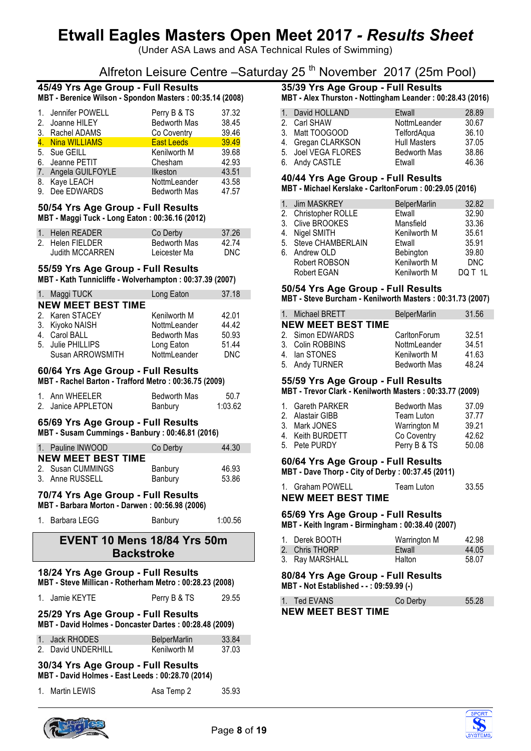# Etwall Eagles Masters Open Meet 2017 - *Results Sheet*

(Under ASA Laws and ASA Technical Rules of Swimming)

Alfreton Leisure Centre –Saturday 25th November 2017 (25m Pool)

### 45/49 Yrs Age Group - Full Results

**MBT - Berenice Wilson - Spondon Masters : 00:35.14 (2008)**

| | Name | Club | Time |
|---|---|---|---|
| 1. | Jennifer POWELL | Perry B & TS | 37.32 |
| 2. | Joanne HILEY | Bedworth Mas | 38.45 |
| 3. | Rachel ADAMS | Co Coventry | 39.46 |
| 4. | Nina WILLIAMS | East Leeds | 39.49 |
| 5. | Sue GEILL | Kenilworth M | 39.68 |
| 6. | Jeanne PETIT | Chesham | 42.93 |
| 7. | Angela GUILFOYLE | Ilkeston | 43.51 |
| 8. | Kaye LEACH | NottmLeander | 43.58 |
| 9. | Dee EDWARDS | Bedworth Mas | 47.57 |

### 50/54 Yrs Age Group - Full Results

**MBT - Maggi Tuck - Long Eaton : 00:36.16 (2012)**

| | Name | Club | Time |
|---|---|---|---|
| 1. | Helen READER | Co Derby | 37.26 |
| 2. | Helen FIELDER | Bedworth Mas | 42.74 |
| | Judith MCCARREN | Leicester Ma | DNC |

### 55/59 Yrs Age Group - Full Results

**MBT - Kath Tunnicliffe - Wolverhampton : 00:37.39 (2007)**

| | Name | Club | Time |
|---|---|---|---|
| 1. | Maggi TUCK | Long Eaton | 37.18 |
| | **NEW MEET BEST TIME** | | |
| 2. | Karen STACEY | Kenilworth M | 42.01 |
| 3. | Kiyoko NAISH | NottmLeander | 44.42 |
| 4. | Carol BALL | Bedworth Mas | 50.93 |
| 5. | Julie PHILLIPS | Long Eaton | 51.44 |
| | Susan ARROWSMITH | NottmLeander | DNC |

### 60/64 Yrs Age Group - Full Results

**MBT - Rachel Barton - Trafford Metro : 00:36.75 (2009)**

| | Name | Club | Time |
|---|---|---|---|
| 1. | Ann WHEELER | Bedworth Mas | 50.7 |
| 2. | Janice APPLETON | Banbury | 1:03.62 |

### 65/69 Yrs Age Group - Full Results

**MBT - Susam Cummings - Banbury : 00:46.81 (2016)**

| | Name | Club | Time |
|---|---|---|---|
| 1. | Pauline INWOOD | Co Derby | 44.30 |
| | **NEW MEET BEST TIME** | | |
| 2. | Susan CUMMINGS | Banbury | 46.93 |
| 3. | Anne RUSSELL | Banbury | 53.86 |

### 70/74 Yrs Age Group - Full Results

**MBT - Barbara Morton - Darwen : 00:56.98 (2006)**

| | Name | Club | Time |
|---|---|---|---|
| 1. | Barbara LEGG | Banbury | 1:00.56 |

## EVENT 10 Mens 18/84 Yrs 50m Backstroke

### 18/24 Yrs Age Group - Full Results

**MBT - Steve Millican - Rotherham Metro : 00:28.23 (2008)**

| | Name | Club | Time |
|---|---|---|---|
| 1. | Jamie KEYTE | Perry B & TS | 29.55 |

### 25/29 Yrs Age Group - Full Results

**MBT - David Holmes - Doncaster Dartes : 00:28.48 (2009)**

| | Name | Club | Time |
|---|---|---|---|
| 1. | Jack RHODES | BelperMarlin | 33.84 |
| 2. | David UNDERHILL | Kenilworth M | 37.03 |

### 30/34 Yrs Age Group - Full Results

**MBT - David Holmes - East Leeds : 00:28.70 (2014)**

| | Name | Club | Time |
|---|---|---|---|
| 1. | Martin LEWIS | Asa Temp 2 | 35.93 |

### 35/39 Yrs Age Group - Full Results

**MBT - Alex Thurston - Nottingham Leander : 00:28.43 (2016)**

| | Name | Club | Time |
|---|---|---|---|
| 1. | David HOLLAND | Etwall | 28.89 |
| 2. | Carl SHAW | NottmLeander | 30.67 |
| 3. | Matt TOOGOOD | TelfordAqua | 36.10 |
| 4. | Gregan CLARKSON | Hull Masters | 37.05 |
| 5. | Joel VEGA FLORES | Bedworth Mas | 38.86 |
| 6. | Andy CASTLE | Etwall | 46.36 |

### 40/44 Yrs Age Group - Full Results

**MBT - Michael Kerslake - CarltonForum : 00:29.05 (2016)**

| | Name | Club | Time |
|---|---|---|---|
| 1. | Jim MASKREY | BelperMarlin | 32.82 |
| 2. | Christopher ROLLE | Etwall | 32.90 |
| 3. | Clive BROOKES | Mansfield | 33.36 |
| 4. | Nigel SMITH | Kenilworth M | 35.61 |
| 5. | Steve CHAMBERLAIN | Etwall | 35.91 |
| 6. | Andrew OLD | Bebington | 39.80 |
| | Robert ROBSON | Kenilworth M | DNC |
| | Robert EGAN | Kenilworth M | DQ T 1L |

### 50/54 Yrs Age Group - Full Results

**MBT - Steve Burcham - Kenilworth Masters : 00:31.73 (2007)**

| | Name | Club | Time |
|---|---|---|---|
| 1. | Michael BRETT | BelperMarlin | 31.56 |
| | **NEW MEET BEST TIME** | | |
| 2. | Simon EDWARDS | CarltonForum | 32.51 |
| 3. | Colin ROBBINS | NottmLeander | 34.51 |
| 4. | Ian STONES | Kenilworth M | 41.63 |
| 5. | Andy TURNER | Bedworth Mas | 48.24 |

### 55/59 Yrs Age Group - Full Results

**MBT - Trevor Clark - Kenilworth Masters : 00:33.77 (2009)**

| | Name | Club | Time |
|---|---|---|---|
| 1. | Gareth PARKER | Bedworth Mas | 37.09 |
| 2. | Alastair GIBB | Team Luton | 37.77 |
| 3. | Mark JONES | Warrington M | 39.21 |
| 4. | Keith BURDETT | Co Coventry | 42.62 |
| 5. | Pete PURDY | Perry B & TS | 50.08 |

### 60/64 Yrs Age Group - Full Results

**MBT - Dave Thorp - City of Derby : 00:37.45 (2011)**

| | Name | Club | Time |
|---|---|---|---|
| 1. | Graham POWELL | Team Luton | 33.55 |
| | **NEW MEET BEST TIME** | | |

### 65/69 Yrs Age Group - Full Results

**MBT - Keith Ingram - Birmingham : 00:38.40 (2007)**

| | Name | Club | Time |
|---|---|---|---|
| 1. | Derek BOOTH | Warrington M | 42.98 |
| 2. | Chris THORP | Etwall | 44.05 |
| 3. | Ray MARSHALL | Halton | 58.07 |

### 80/84 Yrs Age Group - Full Results

**MBT - Not Established - - : 09:59.99 (-)**

| | Name | Club | Time |
|---|---|---|---|
| 1. | Ted EVANS | Co Derby | 55.28 |
| | **NEW MEET BEST TIME** | | |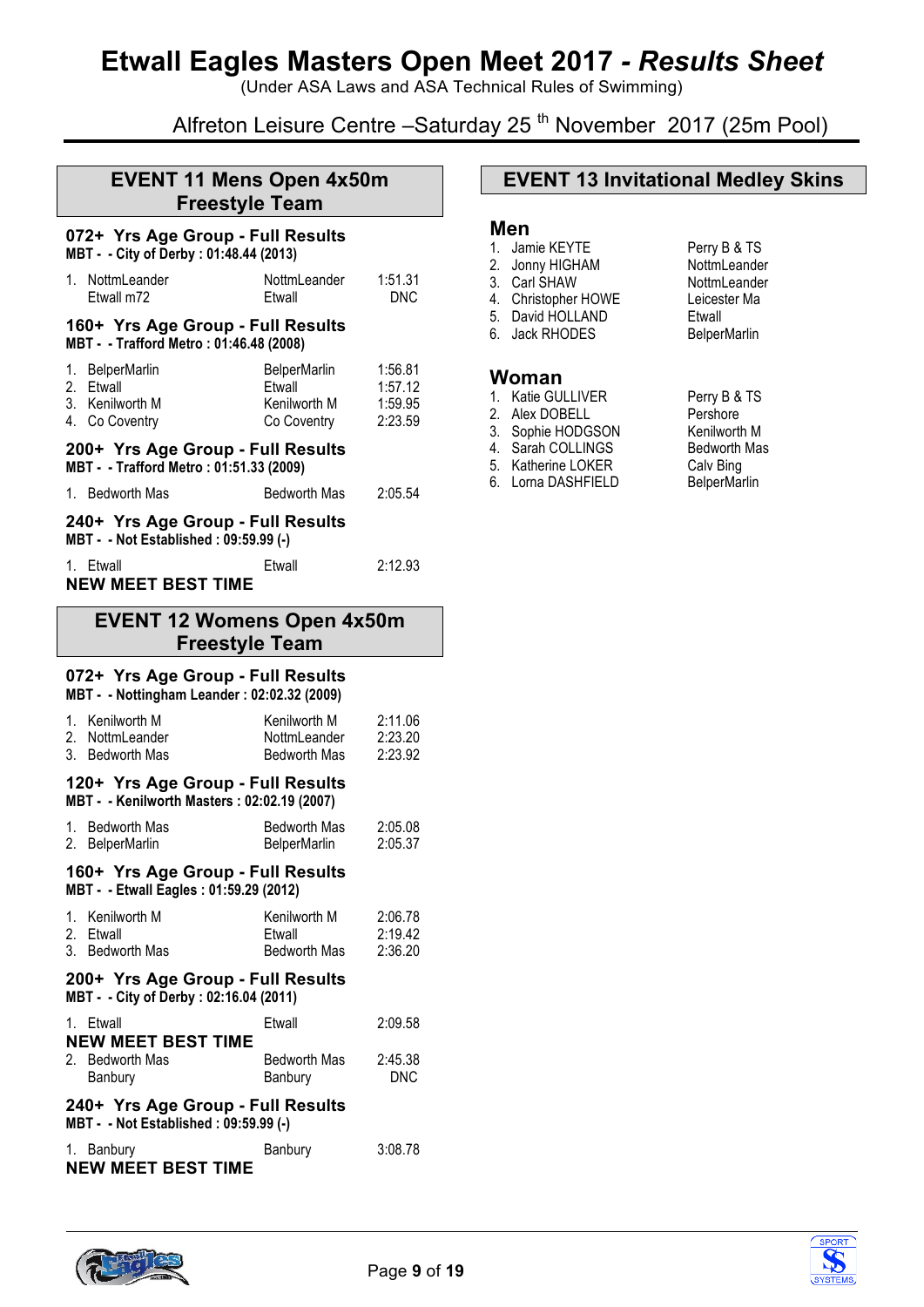# Etwall Eagles Masters Open Meet 2017 - *Results Sheet*

(Under ASA Laws and ASA Technical Rules of Swimming)

Alfreton Leisure Centre –Saturday 25 th November 2017 (25m Pool)

## EVENT 11 Mens Open 4x50m Freestyle Team

### 072+ Yrs Age Group - Full Results

**MBT - - City of Derby : 01:48.44 (2013)**

| | Team | Club | Time |
|---|---|---|---|
| 1. | NottmLeander | NottmLeander | 1:51.31 |
| | Etwall m72 | Etwall | DNC |

### 160+ Yrs Age Group - Full Results

**MBT - - Trafford Metro : 01:46.48 (2008)**

| | Team | Club | Time |
|---|---|---|---|
| 1. | BelperMarlin | BelperMarlin | 1:56.81 |
| 2. | Etwall | Etwall | 1:57.12 |
| 3. | Kenilworth M | Kenilworth M | 1:59.95 |
| 4. | Co Coventry | Co Coventry | 2:23.59 |

### 200+ Yrs Age Group - Full Results

**MBT - - Trafford Metro : 01:51.33 (2009)**

| | Team | Club | Time |
|---|---|---|---|
| 1. | Bedworth Mas | Bedworth Mas | 2:05.54 |

### 240+ Yrs Age Group - Full Results

**MBT - - Not Established : 09:59.99 (-)**

| | Team | Club | Time |
|---|---|---|---|
| 1. | Etwall | Etwall | 2:12.93 |

**NEW MEET BEST TIME**

## EVENT 12 Womens Open 4x50m Freestyle Team

### 072+ Yrs Age Group - Full Results

**MBT - - Nottingham Leander : 02:02.32 (2009)**

| | Team | Club | Time |
|---|---|---|---|
| 1. | Kenilworth M | Kenilworth M | 2:11.06 |
| 2. | NottmLeander | NottmLeander | 2:23.20 |
| 3. | Bedworth Mas | Bedworth Mas | 2:23.92 |

### 120+ Yrs Age Group - Full Results

**MBT - - Kenilworth Masters : 02:02.19 (2007)**

| | Team | Club | Time |
|---|---|---|---|
| 1. | Bedworth Mas | Bedworth Mas | 2:05.08 |
| 2. | BelperMarlin | BelperMarlin | 2:05.37 |

### 160+ Yrs Age Group - Full Results

**MBT - - Etwall Eagles : 01:59.29 (2012)**

| | Team | Club | Time |
|---|---|---|---|
| 1. | Kenilworth M | Kenilworth M | 2:06.78 |
| 2. | Etwall | Etwall | 2:19.42 |
| 3. | Bedworth Mas | Bedworth Mas | 2:36.20 |

### 200+ Yrs Age Group - Full Results

**MBT - - City of Derby : 02:16.04 (2011)**

| | Team | Club | Time |
|---|---|---|---|
| 1. | Etwall | Etwall | 2:09.58 |

**NEW MEET BEST TIME**

| | Team | Club | Time |
|---|---|---|---|
| 2. | Bedworth Mas | Bedworth Mas | 2:45.38 |
| | Banbury | Banbury | DNC |

### 240+ Yrs Age Group - Full Results

**MBT - - Not Established : 09:59.99 (-)**

| | Team | Club | Time |
|---|---|---|---|
| 1. | Banbury | Banbury | 3:08.78 |

**NEW MEET BEST TIME**

## EVENT 13 Invitational Medley Skins

### Men

| | Name | Club |
|---|---|---|
| 1. | Jamie KEYTE | Perry B & TS |
| 2. | Jonny HIGHAM | NottmLeander |
| 3. | Carl SHAW | NottmLeander |
| 4. | Christopher HOWE | Leicester Ma |
| 5. | David HOLLAND | Etwall |
| 6. | Jack RHODES | BelperMarlin |

### Woman

| | Name | Club |
|---|---|---|
| 1. | Katie GULLIVER | Perry B & TS |
| 2. | Alex DOBELL | Pershore |
| 3. | Sophie HODGSON | Kenilworth M |
| 4. | Sarah COLLINGS | Bedworth Mas |
| 5. | Katherine LOKER | Calv Bing |
| 6. | Lorna DASHFIELD | BelperMarlin |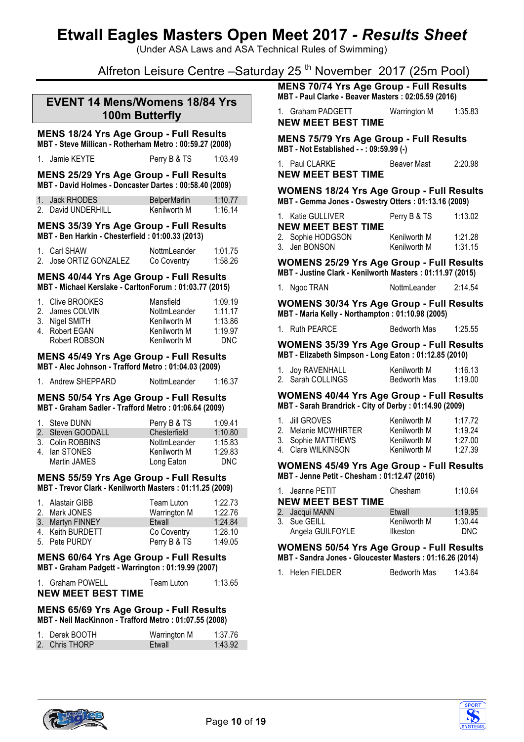# Etwall Eagles Masters Open Meet 2017 - *Results Sheet*

(Under ASA Laws and ASA Technical Rules of Swimming)

Alfreton Leisure Centre –Saturday 25 th November 2017 (25m Pool)

## EVENT 14 Mens/Womens 18/84 Yrs 100m Butterfly

### MENS 18/24 Yrs Age Group - Full Results
**MBT - Steve Millican - Rotherham Metro : 00:59.27 (2008)**

| | | | |
|---|---|---|---|
| 1. | Jamie KEYTE | Perry B & TS | 1:03.49 |

### MENS 25/29 Yrs Age Group - Full Results
**MBT - David Holmes - Doncaster Dartes : 00:58.40 (2009)**

| | | | |
|---|---|---|---|
| 1. | Jack RHODES | BelperMarlin | 1:10.77 |
| 2. | David UNDERHILL | Kenilworth M | 1:16.14 |

### MENS 35/39 Yrs Age Group - Full Results
**MBT - Ben Harkin - Chesterfield : 01:00.33 (2013)**

| | | | |
|---|---|---|---|
| 1. | Carl SHAW | NottmLeander | 1:01.75 |
| 2. | Jose ORTIZ GONZALEZ | Co Coventry | 1:58.26 |

### MENS 40/44 Yrs Age Group - Full Results
**MBT - Michael Kerslake - CarltonForum : 01:03.77 (2015)**

| | | | |
|---|---|---|---|
| 1. | Clive BROOKES | Mansfield | 1:09.19 |
| 2. | James COLVIN | NottmLeander | 1:11.17 |
| 3. | Nigel SMITH | Kenilworth M | 1:13.86 |
| 4. | Robert EGAN | Kenilworth M | 1:19.97 |
| | Robert ROBSON | Kenilworth M | DNC |

### MENS 45/49 Yrs Age Group - Full Results
**MBT - Alec Johnson - Trafford Metro : 01:04.03 (2009)**

| | | | |
|---|---|---|---|
| 1. | Andrew SHEPPARD | NottmLeander | 1:16.37 |

### MENS 50/54 Yrs Age Group - Full Results
**MBT - Graham Sadler - Trafford Metro : 01:06.64 (2009)**

| | | | |
|---|---|---|---|
| 1. | Steve DUNN | Perry B & TS | 1:09.41 |
| 2. | Steven GOODALL | Chesterfield | 1:10.80 |
| 3. | Colin ROBBINS | NottmLeander | 1:15.83 |
| 4. | Ian STONES | Kenilworth M | 1:29.83 |
| | Martin JAMES | Long Eaton | DNC |

### MENS 55/59 Yrs Age Group - Full Results
**MBT - Trevor Clark - Kenilworth Masters : 01:11.25 (2009)**

| | | | |
|---|---|---|---|
| 1. | Alastair GIBB | Team Luton | 1:22.73 |
| 2. | Mark JONES | Warrington M | 1:22.76 |
| 3. | Martyn FINNEY | Etwall | 1:24.84 |
| 4. | Keith BURDETT | Co Coventry | 1:28.10 |
| 5. | Pete PURDY | Perry B & TS | 1:49.05 |

### MENS 60/64 Yrs Age Group - Full Results
**MBT - Graham Padgett - Warrington : 01:19.99 (2007)**

| | | | |
|---|---|---|---|
| 1. | Graham POWELL | Team Luton | 1:13.65 |

**NEW MEET BEST TIME**

### MENS 65/69 Yrs Age Group - Full Results
**MBT - Neil MacKinnon - Trafford Metro : 01:07.55 (2008)**

| | | | |
|---|---|---|---|
| 1. | Derek BOOTH | Warrington M | 1:37.76 |
| 2. | Chris THORP | Etwall | 1:43.92 |

### MENS 70/74 Yrs Age Group - Full Results
**MBT - Paul Clarke - Beaver Masters : 02:05.59 (2016)**

| | | | |
|---|---|---|---|
| 1. | Graham PADGETT | Warrington M | 1:35.83 |

**NEW MEET BEST TIME**

### MENS 75/79 Yrs Age Group - Full Results
**MBT - Not Established - - : 09:59.99 (-)**

| | | | |
|---|---|---|---|
| 1. | Paul CLARKE | Beaver Mast | 2:20.98 |

**NEW MEET BEST TIME**

### WOMENS 18/24 Yrs Age Group - Full Results
**MBT - Gemma Jones - Oswestry Otters : 01:13.16 (2009)**

| | | | |
|---|---|---|---|
| 1. | Katie GULLIVER | Perry B & TS | 1:13.02 |
| | **NEW MEET BEST TIME** | | |
| 2. | Sophie HODGSON | Kenilworth M | 1:21.28 |
| 3. | Jen BONSON | Kenilworth M | 1:31.15 |

### WOMENS 25/29 Yrs Age Group - Full Results
**MBT - Justine Clark - Kenilworth Masters : 01:11.97 (2015)**

| | | | |
|---|---|---|---|
| 1. | Ngoc TRAN | NottmLeander | 2:14.54 |

### WOMENS 30/34 Yrs Age Group - Full Results
**MBT - Maria Kelly - Northampton : 01:10.98 (2005)**

| | | | |
|---|---|---|---|
| 1. | Ruth PEARCE | Bedworth Mas | 1:25.55 |

### WOMENS 35/39 Yrs Age Group - Full Results
**MBT - Elizabeth Simpson - Long Eaton : 01:12.85 (2010)**

| | | | |
|---|---|---|---|
| 1. | Joy RAVENHALL | Kenilworth M | 1:16.13 |
| 2. | Sarah COLLINGS | Bedworth Mas | 1:19.00 |

### WOMENS 40/44 Yrs Age Group - Full Results
**MBT - Sarah Brandrick - City of Derby : 01:14.90 (2009)**

| | | | |
|---|---|---|---|
| 1. | Jill GROVES | Kenilworth M | 1:17.72 |
| 2. | Melanie MCWHIRTER | Kenilworth M | 1:19.24 |
| 3. | Sophie MATTHEWS | Kenilworth M | 1:27.00 |
| 4. | Clare WILKINSON | Kenilworth M | 1:27.39 |

### WOMENS 45/49 Yrs Age Group - Full Results
**MBT - Jenne Petit - Chesham : 01:12.47 (2016)**

| | | | |
|---|---|---|---|
| 1. | Jeanne PETIT | Chesham | 1:10.64 |
| | **NEW MEET BEST TIME** | | |
| 2. | Jacqui MANN | Etwall | 1:19.95 |
| 3. | Sue GEILL | Kenilworth M | 1:30.44 |
| | Angela GUILFOYLE | Ilkeston | DNC |

### WOMENS 50/54 Yrs Age Group - Full Results
**MBT - Sandra Jones - Gloucester Masters : 01:16.26 (2014)**

| | | | |
|---|---|---|---|
| 1. | Helen FIELDER | Bedworth Mas | 1:43.64 |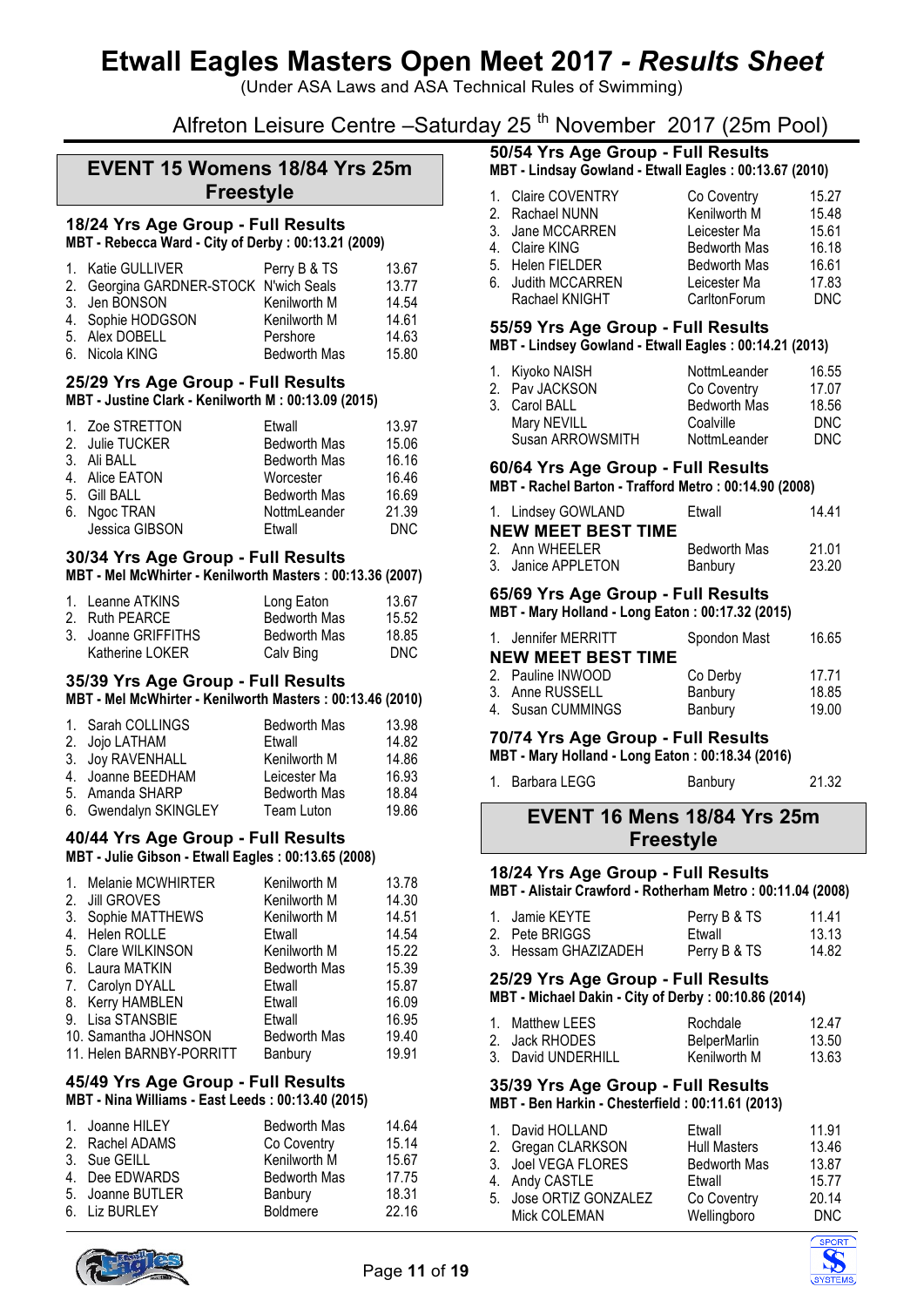# Etwall Eagles Masters Open Meet 2017 - *Results Sheet*

(Under ASA Laws and ASA Technical Rules of Swimming)

Alfreton Leisure Centre –Saturday 25 th November 2017 (25m Pool)

## EVENT 15 Womens 18/84 Yrs 25m Freestyle

### 18/24 Yrs Age Group - Full Results

**MBT - Rebecca Ward - City of Derby : 00:13.21 (2009)**

| | Name | Club | Time |
|---|---|---|---|
| 1. | Katie GULLIVER | Perry B & TS | 13.67 |
| 2. | Georgina GARDNER-STOCK | N'wich Seals | 13.77 |
| 3. | Jen BONSON | Kenilworth M | 14.54 |
| 4. | Sophie HODGSON | Kenilworth M | 14.61 |
| 5. | Alex DOBELL | Pershore | 14.63 |
| 6. | Nicola KING | Bedworth Mas | 15.80 |

### 25/29 Yrs Age Group - Full Results

**MBT - Justine Clark - Kenilworth M : 00:13.09 (2015)**

| | Name | Club | Time |
|---|---|---|---|
| 1. | Zoe STRETTON | Etwall | 13.97 |
| 2. | Julie TUCKER | Bedworth Mas | 15.06 |
| 3. | Ali BALL | Bedworth Mas | 16.16 |
| 4. | Alice EATON | Worcester | 16.46 |
| 5. | Gill BALL | Bedworth Mas | 16.69 |
| 6. | Ngoc TRAN | NottmLeander | 21.39 |
| | Jessica GIBSON | Etwall | DNC |

### 30/34 Yrs Age Group - Full Results

**MBT - Mel McWhirter - Kenilworth Masters : 00:13.36 (2007)**

| | Name | Club | Time |
|---|---|---|---|
| 1. | Leanne ATKINS | Long Eaton | 13.67 |
| 2. | Ruth PEARCE | Bedworth Mas | 15.52 |
| 3. | Joanne GRIFFITHS | Bedworth Mas | 18.85 |
| | Katherine LOKER | Calv Bing | DNC |

### 35/39 Yrs Age Group - Full Results

**MBT - Mel McWhirter - Kenilworth Masters : 00:13.46 (2010)**

| | Name | Club | Time |
|---|---|---|---|
| 1. | Sarah COLLINGS | Bedworth Mas | 13.98 |
| 2. | Jojo LATHAM | Etwall | 14.82 |
| 3. | Joy RAVENHALL | Kenilworth M | 14.86 |
| 4. | Joanne BEEDHAM | Leicester Ma | 16.93 |
| 5. | Amanda SHARP | Bedworth Mas | 18.84 |
| 6. | Gwendalyn SKINGLEY | Team Luton | 19.86 |

### 40/44 Yrs Age Group - Full Results

**MBT - Julie Gibson - Etwall Eagles : 00:13.65 (2008)**

| | Name | Club | Time |
|---|---|---|---|
| 1. | Melanie MCWHIRTER | Kenilworth M | 13.78 |
| 2. | Jill GROVES | Kenilworth M | 14.30 |
| 3. | Sophie MATTHEWS | Kenilworth M | 14.51 |
| 4. | Helen ROLLE | Etwall | 14.54 |
| 5. | Clare WILKINSON | Kenilworth M | 15.22 |
| 6. | Laura MATKIN | Bedworth Mas | 15.39 |
| 7. | Carolyn DYALL | Etwall | 15.87 |
| 8. | Kerry HAMBLEN | Etwall | 16.09 |
| 9. | Lisa STANSBIE | Etwall | 16.95 |
| 10. | Samantha JOHNSON | Bedworth Mas | 19.40 |
| 11. | Helen BARNBY-PORRITT | Banbury | 19.91 |

### 45/49 Yrs Age Group - Full Results

**MBT - Nina Williams - East Leeds : 00:13.40 (2015)**

| | Name | Club | Time |
|---|---|---|---|
| 1. | Joanne HILEY | Bedworth Mas | 14.64 |
| 2. | Rachel ADAMS | Co Coventry | 15.14 |
| 3. | Sue GEILL | Kenilworth M | 15.67 |
| 4. | Dee EDWARDS | Bedworth Mas | 17.75 |
| 5. | Joanne BUTLER | Banbury | 18.31 |
| 6. | Liz BURLEY | Boldmere | 22.16 |

### 50/54 Yrs Age Group - Full Results

**MBT - Lindsay Gowland - Etwall Eagles : 00:13.67 (2010)**

| | Name | Club | Time |
|---|---|---|---|
| 1. | Claire COVENTRY | Co Coventry | 15.27 |
| 2. | Rachael NUNN | Kenilworth M | 15.48 |
| 3. | Jane MCCARREN | Leicester Ma | 15.61 |
| 4. | Claire KING | Bedworth Mas | 16.18 |
| 5. | Helen FIELDER | Bedworth Mas | 16.61 |
| 6. | Judith MCCARREN | Leicester Ma | 17.83 |
| | Rachael KNIGHT | CarltonForum | DNC |

### 55/59 Yrs Age Group - Full Results

**MBT - Lindsey Gowland - Etwall Eagles : 00:14.21 (2013)**

| | Name | Club | Time |
|---|---|---|---|
| 1. | Kiyoko NAISH | NottmLeander | 16.55 |
| 2. | Pav JACKSON | Co Coventry | 17.07 |
| 3. | Carol BALL | Bedworth Mas | 18.56 |
| | Mary NEVILL | Coalville | DNC |
| | Susan ARROWSMITH | NottmLeander | DNC |

### 60/64 Yrs Age Group - Full Results

**MBT - Rachel Barton - Trafford Metro : 00:14.90 (2008)**

| | Name | Club | Time |
|---|---|---|---|
| 1. | Lindsey GOWLAND | Etwall | 14.41 |
| | **NEW MEET BEST TIME** | | |
| 2. | Ann WHEELER | Bedworth Mas | 21.01 |
| 3. | Janice APPLETON | Banbury | 23.20 |

### 65/69 Yrs Age Group - Full Results

**MBT - Mary Holland - Long Eaton : 00:17.32 (2015)**

| | Name | Club | Time |
|---|---|---|---|
| 1. | Jennifer MERRITT | Spondon Mast | 16.65 |
| | **NEW MEET BEST TIME** | | |
| 2. | Pauline INWOOD | Co Derby | 17.71 |
| 3. | Anne RUSSELL | Banbury | 18.85 |
| 4. | Susan CUMMINGS | Banbury | 19.00 |

### 70/74 Yrs Age Group - Full Results

**MBT - Mary Holland - Long Eaton : 00:18.34 (2016)**

| | Name | Club | Time |
|---|---|---|---|
| 1. | Barbara LEGG | Banbury | 21.32 |

## EVENT 16 Mens 18/84 Yrs 25m Freestyle

### 18/24 Yrs Age Group - Full Results

**MBT - Alistair Crawford - Rotherham Metro : 00:11.04 (2008)**

| | Name | Club | Time |
|---|---|---|---|
| 1. | Jamie KEYTE | Perry B & TS | 11.41 |
| 2. | Pete BRIGGS | Etwall | 13.13 |
| 3. | Hessam GHAZIZADEH | Perry B & TS | 14.82 |

### 25/29 Yrs Age Group - Full Results

**MBT - Michael Dakin - City of Derby : 00:10.86 (2014)**

| | Name | Club | Time |
|---|---|---|---|
| 1. | Matthew LEES | Rochdale | 12.47 |
| 2. | Jack RHODES | BelperMarlin | 13.50 |
| 3. | David UNDERHILL | Kenilworth M | 13.63 |

### 35/39 Yrs Age Group - Full Results

**MBT - Ben Harkin - Chesterfield : 00:11.61 (2013)**

| | Name | Club | Time |
|---|---|---|---|
| 1. | David HOLLAND | Etwall | 11.91 |
| 2. | Gregan CLARKSON | Hull Masters | 13.46 |
| 3. | Joel VEGA FLORES | Bedworth Mas | 13.87 |
| 4. | Andy CASTLE | Etwall | 15.77 |
| 5. | Jose ORTIZ GONZALEZ | Co Coventry | 20.14 |
| | Mick COLEMAN | Wellingboro | DNC |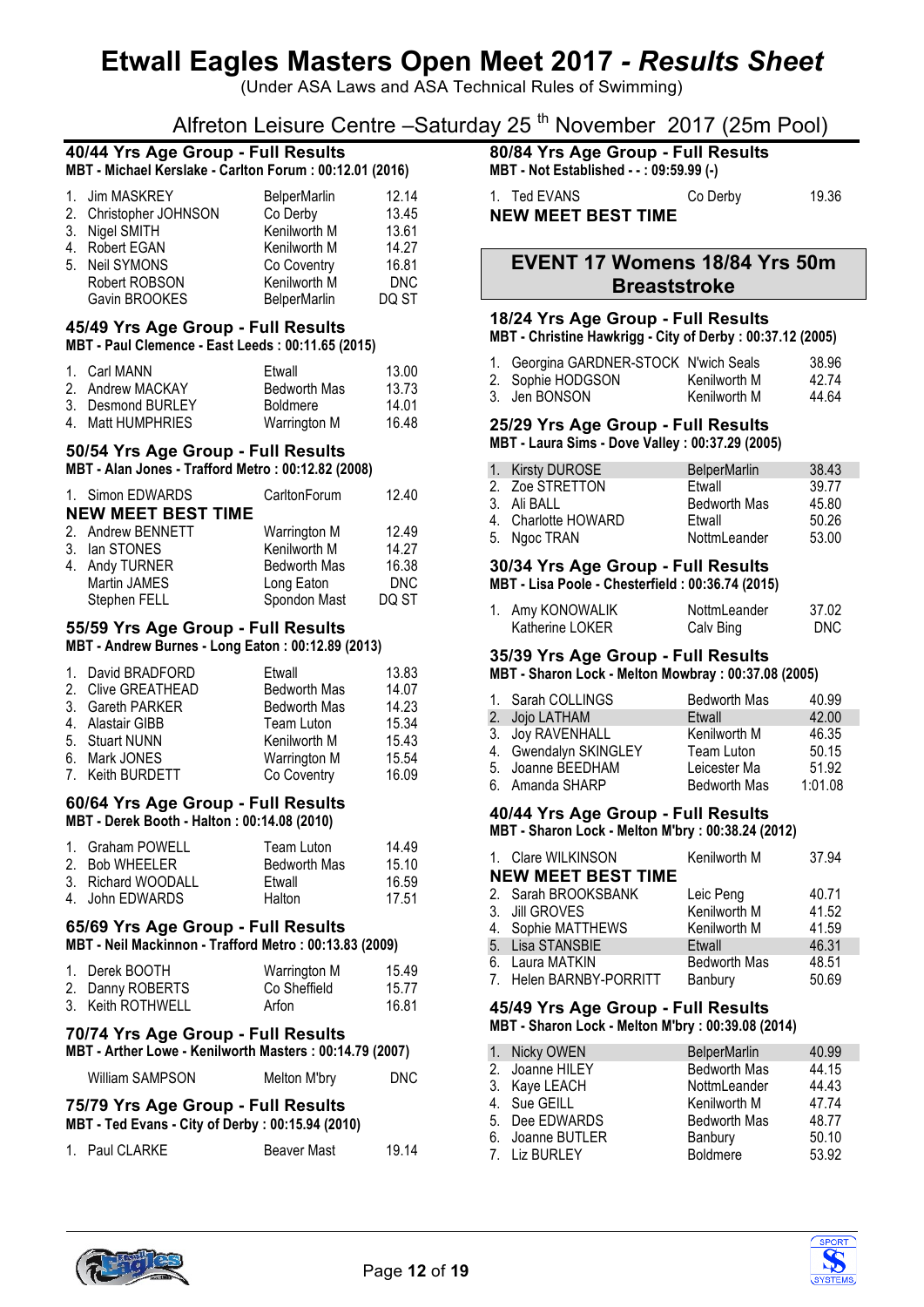# Etwall Eagles Masters Open Meet 2017 - *Results Sheet*

(Under ASA Laws and ASA Technical Rules of Swimming)

Alfreton Leisure Centre –Saturday 25 th November 2017 (25m Pool)

### 40/44 Yrs Age Group - Full Results

**MBT - Michael Kerslake - Carlton Forum : 00:12.01 (2016)**

| | Name | Club | Time |
|---|---|---|---|
| 1. | Jim MASKREY | BelperMarlin | 12.14 |
| 2. | Christopher JOHNSON | Co Derby | 13.45 |
| 3. | Nigel SMITH | Kenilworth M | 13.61 |
| 4. | Robert EGAN | Kenilworth M | 14.27 |
| 5. | Neil SYMONS | Co Coventry | 16.81 |
| | Robert ROBSON | Kenilworth M | DNC |
| | Gavin BROOKES | BelperMarlin | DQ ST |

### 45/49 Yrs Age Group - Full Results

**MBT - Paul Clemence - East Leeds : 00:11.65 (2015)**

| | Name | Club | Time |
|---|---|---|---|
| 1. | Carl MANN | Etwall | 13.00 |
| 2. | Andrew MACKAY | Bedworth Mas | 13.73 |
| 3. | Desmond BURLEY | Boldmere | 14.01 |
| 4. | Matt HUMPHRIES | Warrington M | 16.48 |

### 50/54 Yrs Age Group - Full Results

**MBT - Alan Jones - Trafford Metro : 00:12.82 (2008)**

| | Name | Club | Time |
|---|---|---|---|
| 1. | Simon EDWARDS | CarltonForum | 12.40 |
| | **NEW MEET BEST TIME** | | |
| 2. | Andrew BENNETT | Warrington M | 12.49 |
| 3. | Ian STONES | Kenilworth M | 14.27 |
| 4. | Andy TURNER | Bedworth Mas | 16.38 |
| | Martin JAMES | Long Eaton | DNC |
| | Stephen FELL | Spondon Mast | DQ ST |

### 55/59 Yrs Age Group - Full Results

**MBT - Andrew Burnes - Long Eaton : 00:12.89 (2013)**

| | Name | Club | Time |
|---|---|---|---|
| 1. | David BRADFORD | Etwall | 13.83 |
| 2. | Clive GREATHEAD | Bedworth Mas | 14.07 |
| 3. | Gareth PARKER | Bedworth Mas | 14.23 |
| 4. | Alastair GIBB | Team Luton | 15.34 |
| 5. | Stuart NUNN | Kenilworth M | 15.43 |
| 6. | Mark JONES | Warrington M | 15.54 |
| 7. | Keith BURDETT | Co Coventry | 16.09 |

### 60/64 Yrs Age Group - Full Results

**MBT - Derek Booth - Halton : 00:14.08 (2010)**

| | Name | Club | Time |
|---|---|---|---|
| 1. | Graham POWELL | Team Luton | 14.49 |
| 2. | Bob WHEELER | Bedworth Mas | 15.10 |
| 3. | Richard WOODALL | Etwall | 16.59 |
| 4. | John EDWARDS | Halton | 17.51 |

### 65/69 Yrs Age Group - Full Results

**MBT - Neil Mackinnon - Trafford Metro : 00:13.83 (2009)**

| | Name | Club | Time |
|---|---|---|---|
| 1. | Derek BOOTH | Warrington M | 15.49 |
| 2. | Danny ROBERTS | Co Sheffield | 15.77 |
| 3. | Keith ROTHWELL | Arfon | 16.81 |

### 70/74 Yrs Age Group - Full Results

**MBT - Arthur Lowe - Kenilworth Masters : 00:14.79 (2007)**

| | Name | Club | Time |
|---|---|---|---|
| | William SAMPSON | Melton M'bry | DNC |

### 75/79 Yrs Age Group - Full Results

**MBT - Ted Evans - City of Derby : 00:15.94 (2010)**

| | Name | Club | Time |
|---|---|---|---|
| 1. | Paul CLARKE | Beaver Mast | 19.14 |

### 80/84 Yrs Age Group - Full Results

**MBT - Not Established - - : 09:59.99 (-)**

| | Name | Club | Time |
|---|---|---|---|
| 1. | Ted EVANS | Co Derby | 19.36 |
| | **NEW MEET BEST TIME** | | |

## EVENT 17 Womens 18/84 Yrs 50m Breaststroke

### 18/24 Yrs Age Group - Full Results

**MBT - Christine Hawkrigg - City of Derby : 00:37.12 (2005)**

| | Name | Club | Time |
|---|---|---|---|
| 1. | Georgina GARDNER-STOCK | N'wich Seals | 38.96 |
| 2. | Sophie HODGSON | Kenilworth M | 42.74 |
| 3. | Jen BONSON | Kenilworth M | 44.64 |

### 25/29 Yrs Age Group - Full Results

**MBT - Laura Sims - Dove Valley : 00:37.29 (2005)**

| | Name | Club | Time |
|---|---|---|---|
| 1. | Kirsty DUROSE | BelperMarlin | 38.43 |
| 2. | Zoe STRETTON | Etwall | 39.77 |
| 3. | Ali BALL | Bedworth Mas | 45.80 |
| 4. | Charlotte HOWARD | Etwall | 50.26 |
| 5. | Ngoc TRAN | NottmLeander | 53.00 |

### 30/34 Yrs Age Group - Full Results

**MBT - Lisa Poole - Chesterfield : 00:36.74 (2015)**

| | Name | Club | Time |
|---|---|---|---|
| 1. | Amy KONOWALIK | NottmLeander | 37.02 |
| | Katherine LOKER | Calv Bing | DNC |

### 35/39 Yrs Age Group - Full Results

**MBT - Sharon Lock - Melton Mowbray : 00:37.08 (2005)**

| | Name | Club | Time |
|---|---|---|---|
| 1. | Sarah COLLINGS | Bedworth Mas | 40.99 |
| 2. | Jojo LATHAM | Etwall | 42.00 |
| 3. | Joy RAVENHALL | Kenilworth M | 46.35 |
| 4. | Gwendalyn SKINGLEY | Team Luton | 50.15 |
| 5. | Joanne BEEDHAM | Leicester Ma | 51.92 |
| 6. | Amanda SHARP | Bedworth Mas | 1:01.08 |

### 40/44 Yrs Age Group - Full Results

**MBT - Sharon Lock - Melton M'bry : 00:38.24 (2012)**

| | Name | Club | Time |
|---|---|---|---|
| 1. | Clare WILKINSON | Kenilworth M | 37.94 |
| | **NEW MEET BEST TIME** | | |
| 2. | Sarah BROOKSBANK | Leic Peng | 40.71 |
| 3. | Jill GROVES | Kenilworth M | 41.52 |
| 4. | Sophie MATTHEWS | Kenilworth M | 41.59 |
| 5. | Lisa STANSBIE | Etwall | 46.31 |
| 6. | Laura MATKIN | Bedworth Mas | 48.51 |
| 7. | Helen BARNBY-PORRITT | Banbury | 50.69 |

### 45/49 Yrs Age Group - Full Results

**MBT - Sharon Lock - Melton M'bry : 00:39.08 (2014)**

| | Name | Club | Time |
|---|---|---|---|
| 1. | Nicky OWEN | BelperMarlin | 40.99 |
| 2. | Joanne HILEY | Bedworth Mas | 44.15 |
| 3. | Kaye LEACH | NottmLeander | 44.43 |
| 4. | Sue GEILL | Kenilworth M | 47.74 |
| 5. | Dee EDWARDS | Bedworth Mas | 48.77 |
| 6. | Joanne BUTLER | Banbury | 50.10 |
| 7. | Liz BURLEY | Boldmere | 53.92 |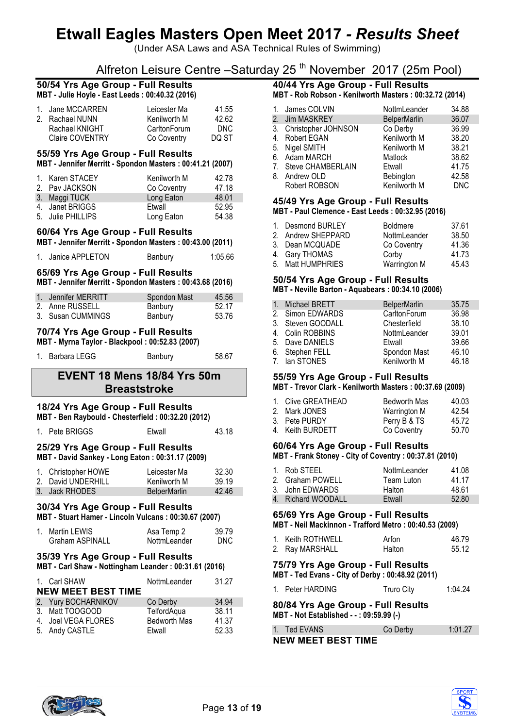# Etwall Eagles Masters Open Meet 2017 - *Results Sheet*

(Under ASA Laws and ASA Technical Rules of Swimming)

Alfreton Leisure Centre –Saturday 25 th November 2017 (25m Pool)

### 50/54 Yrs Age Group - Full Results

**MBT - Julie Hoyle - East Leeds : 00:40.32 (2016)**

| | | | |
|---|---|---|---|
| 1. | Jane MCCARREN | Leicester Ma | 41.55 |
| 2. | Rachael NUNN | Kenilworth M | 42.62 |
| | Rachael KNIGHT | CarltonForum | DNC |
| | Claire COVENTRY | Co Coventry | DQ ST |

### 55/59 Yrs Age Group - Full Results

**MBT - Jennifer Merritt - Spondon Masters : 00:41.21 (2007)**

| | | | |
|---|---|---|---|
| 1. | Karen STACEY | Kenilworth M | 42.78 |
| 2. | Pav JACKSON | Co Coventry | 47.18 |
| 3. | Maggi TUCK | Long Eaton | 48.01 |
| 4. | Janet BRIGGS | Etwall | 52.95 |
| 5. | Julie PHILLIPS | Long Eaton | 54.38 |

### 60/64 Yrs Age Group - Full Results

**MBT - Jennifer Merritt - Spondon Masters : 00:43.00 (2011)**

| | | | |
|---|---|---|---|
| 1. | Janice APPLETON | Banbury | 1:05.66 |

### 65/69 Yrs Age Group - Full Results

**MBT - Jennifer Merritt - Spondon Masters : 00:43.68 (2016)**

| | | | |
|---|---|---|---|
| 1. | Jennifer MERRITT | Spondon Mast | 45.56 |
| 2. | Anne RUSSELL | Banbury | 52.17 |
| 3. | Susan CUMMINGS | Banbury | 53.76 |

### 70/74 Yrs Age Group - Full Results

**MBT - Myrna Taylor - Blackpool : 00:52.83 (2007)**

| | | | |
|---|---|---|---|
| 1. | Barbara LEGG | Banbury | 58.67 |

## EVENT 18 Mens 18/84 Yrs 50m Breaststroke

### 18/24 Yrs Age Group - Full Results

**MBT - Ben Raybould - Chesterfield : 00:32.20 (2012)**

| | | | |
|---|---|---|---|
| 1. | Pete BRIGGS | Etwall | 43.18 |

### 25/29 Yrs Age Group - Full Results

**MBT - David Sankey - Long Eaton : 00:31.17 (2009)**

| | | | |
|---|---|---|---|
| 1. | Christopher HOWE | Leicester Ma | 32.30 |
| 2. | David UNDERHILL | Kenilworth M | 39.19 |
| 3. | Jack RHODES | BelperMarlin | 42.46 |

### 30/34 Yrs Age Group - Full Results

**MBT - Stuart Hamer - Lincoln Vulcans : 00:30.67 (2007)**

| | | | |
|---|---|---|---|
| 1. | Martin LEWIS | Asa Temp 2 | 39.79 |
| | Graham ASPINALL | NottmLeander | DNC |

### 35/39 Yrs Age Group - Full Results

**MBT - Carl Shaw - Nottingham Leander : 00:31.61 (2016)**

| | | | |
|---|---|---|---|
| 1. | Carl SHAW | NottmLeander | 31.27 |
| **NEW MEET BEST TIME** | | | |
| 2. | Yury BOCHARNIKOV | Co Derby | 34.94 |
| 3. | Matt TOOGOOD | TelfordAqua | 38.11 |
| 4. | Joel VEGA FLORES | Bedworth Mas | 41.37 |
| 5. | Andy CASTLE | Etwall | 52.33 |

### 40/44 Yrs Age Group - Full Results

**MBT - Rob Robson - Kenilworth Masters : 00:32.72 (2014)**

| | | | |
|---|---|---|---|
| 1. | James COLVIN | NottmLeander | 34.88 |
| 2. | Jim MASKREY | BelperMarlin | 36.07 |
| 3. | Christopher JOHNSON | Co Derby | 36.99 |
| 4. | Robert EGAN | Kenilworth M | 38.20 |
| 5. | Nigel SMITH | Kenilworth M | 38.21 |
| 6. | Adam MARCH | Matlock | 38.62 |
| 7. | Steve CHAMBERLAIN | Etwall | 41.75 |
| 8. | Andrew OLD | Bebington | 42.58 |
| | Robert ROBSON | Kenilworth M | DNC |

### 45/49 Yrs Age Group - Full Results

**MBT - Paul Clemence - East Leeds : 00:32.95 (2016)**

| | | | |
|---|---|---|---|
| 1. | Desmond BURLEY | Boldmere | 37.61 |
| 2. | Andrew SHEPPARD | NottmLeander | 38.50 |
| 3. | Dean MCQUADE | Co Coventry | 41.36 |
| 4. | Gary THOMAS | Corby | 41.73 |
| 5. | Matt HUMPHRIES | Warrington M | 45.43 |

### 50/54 Yrs Age Group - Full Results

**MBT - Neville Barton - Aquabears : 00:34.10 (2006)**

| | | | |
|---|---|---|---|
| 1. | Michael BRETT | BelperMarlin | 35.75 |
| 2. | Simon EDWARDS | CarltonForum | 36.98 |
| 3. | Steven GOODALL | Chesterfield | 38.10 |
| 4. | Colin ROBBINS | NottmLeander | 39.01 |
| 5. | Dave DANIELS | Etwall | 39.66 |
| 6. | Stephen FELL | Spondon Mast | 46.10 |
| 7. | Ian STONES | Kenilworth M | 46.18 |

### 55/59 Yrs Age Group - Full Results

**MBT - Trevor Clark - Kenilworth Masters : 00:37.69 (2009)**

| | | | |
|---|---|---|---|
| 1. | Clive GREATHEAD | Bedworth Mas | 40.03 |
| 2. | Mark JONES | Warrington M | 42.54 |
| 3. | Pete PURDY | Perry B & TS | 45.72 |
| 4. | Keith BURDETT | Co Coventry | 50.70 |

### 60/64 Yrs Age Group - Full Results

**MBT - Frank Stoney - City of Coventry : 00:37.81 (2010)**

| | | | |
|---|---|---|---|
| 1. | Rob STEEL | NottmLeander | 41.08 |
| 2. | Graham POWELL | Team Luton | 41.17 |
| 3. | John EDWARDS | Halton | 48.61 |
| 4. | Richard WOODALL | Etwall | 52.80 |

### 65/69 Yrs Age Group - Full Results

**MBT - Neil Mackinnon - Trafford Metro : 00:40.53 (2009)**

| | | | |
|---|---|---|---|
| 1. | Keith ROTHWELL | Arfon | 46.79 |
| 2. | Ray MARSHALL | Halton | 55.12 |

### 75/79 Yrs Age Group - Full Results

**MBT - Ted Evans - City of Derby : 00:48.92 (2011)**

| | | | |
|---|---|---|---|
| 1. | Peter HARDING | Truro City | 1:04.24 |

### 80/84 Yrs Age Group - Full Results

**MBT - Not Established - - : 09:59.99 (-)**

| | | | |
|---|---|---|---|
| 1. | Ted EVANS | Co Derby | 1:01.27 |
| **NEW MEET BEST TIME** | | | |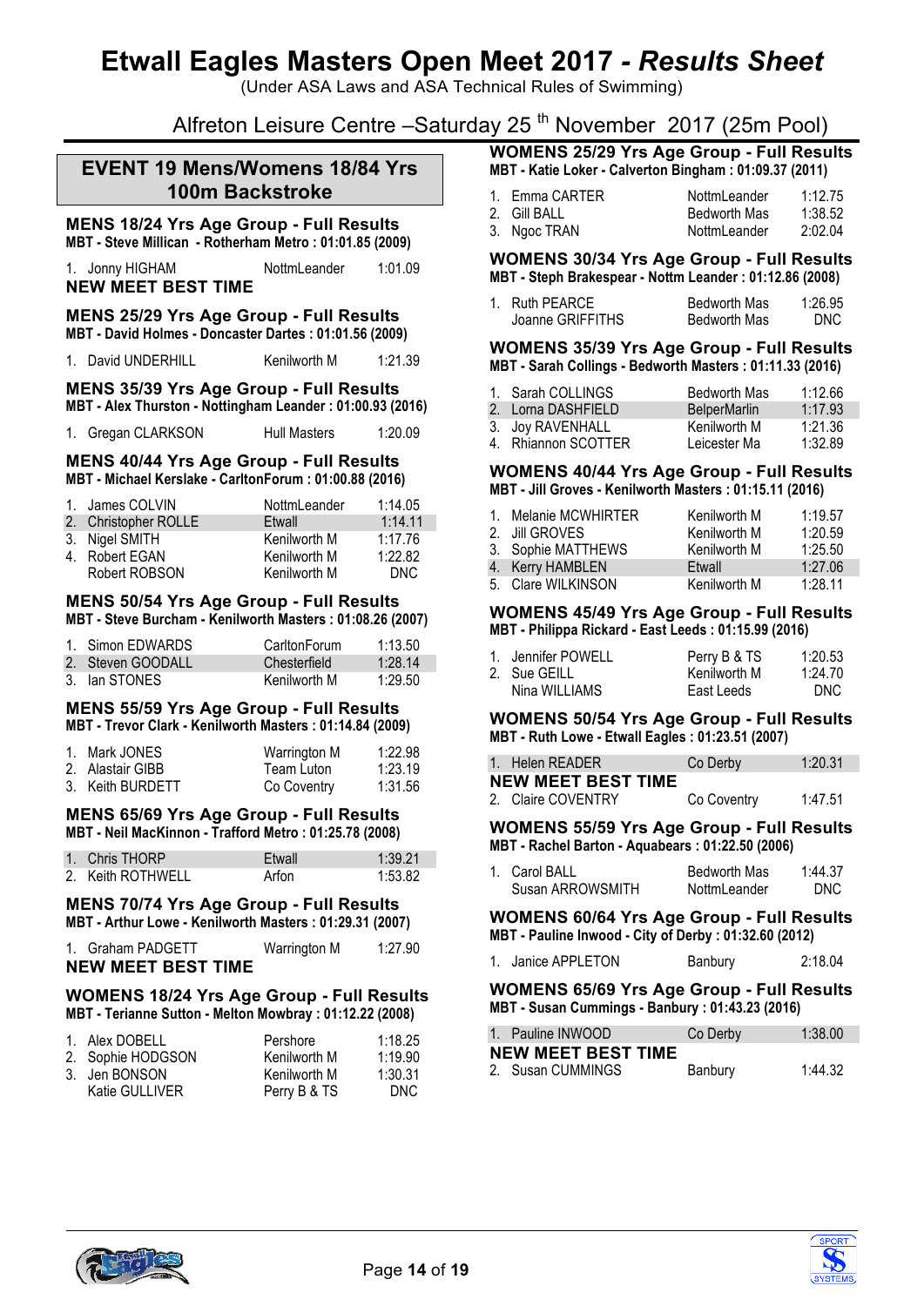# Etwall Eagles Masters Open Meet 2017 - *Results Sheet*

(Under ASA Laws and ASA Technical Rules of Swimming)

Alfreton Leisure Centre –Saturday 25 th November 2017 (25m Pool)

## EVENT 19 Mens/Womens 18/84 Yrs 100m Backstroke

### MENS 18/24 Yrs Age Group - Full Results

**MBT - Steve Millican - Rotherham Metro : 01:01.85 (2009)**

1. Jonny HIGHAM NottmLeander 1:01.09

**NEW MEET BEST TIME**

### MENS 25/29 Yrs Age Group - Full Results

**MBT - David Holmes - Doncaster Dartes : 01:01.56 (2009)**

1. David UNDERHILL Kenilworth M 1:21.39

### MENS 35/39 Yrs Age Group - Full Results

**MBT - Alex Thurston - Nottingham Leander : 01:00.93 (2016)**

1. Gregan CLARKSON Hull Masters 1:20.09

### MENS 40/44 Yrs Age Group - Full Results

**MBT - Michael Kerslake - CarltonForum : 01:00.88 (2016)**

| | Name | Club | Time |
|---|---|---|---|
| 1. | James COLVIN | NottmLeander | 1:14.05 |
| 2. | Christopher ROLLE | Etwall | 1:14.11 |
| 3. | Nigel SMITH | Kenilworth M | 1:17.76 |
| 4. | Robert EGAN | Kenilworth M | 1:22.82 |
| | Robert ROBSON | Kenilworth M | DNC |

### MENS 50/54 Yrs Age Group - Full Results

**MBT - Steve Burcham - Kenilworth Masters : 01:08.26 (2007)**

| | Name | Club | Time |
|---|---|---|---|
| 1. | Simon EDWARDS | CarltonForum | 1:13.50 |
| 2. | Steven GOODALL | Chesterfield | 1:28.14 |
| 3. | Ian STONES | Kenilworth M | 1:29.50 |

### MENS 55/59 Yrs Age Group - Full Results

**MBT - Trevor Clark - Kenilworth Masters : 01:14.84 (2009)**

| | Name | Club | Time |
|---|---|---|---|
| 1. | Mark JONES | Warrington M | 1:22.98 |
| 2. | Alastair GIBB | Team Luton | 1:23.19 |
| 3. | Keith BURDETT | Co Coventry | 1:31.56 |

### MENS 65/69 Yrs Age Group - Full Results

**MBT - Neil MacKinnon - Trafford Metro : 01:25.78 (2008)**

| | Name | Club | Time |
|---|---|---|---|
| 1. | Chris THORP | Etwall | 1:39.21 |
| 2. | Keith ROTHWELL | Arfon | 1:53.82 |

### MENS 70/74 Yrs Age Group - Full Results

**MBT - Arthur Lowe - Kenilworth Masters : 01:29.31 (2007)**

1. Graham PADGETT Warrington M 1:27.90

**NEW MEET BEST TIME**

### WOMENS 18/24 Yrs Age Group - Full Results

**MBT - Terianne Sutton - Melton Mowbray : 01:12.22 (2008)**

| | Name | Club | Time |
|---|---|---|---|
| 1. | Alex DOBELL | Pershore | 1:18.25 |
| 2. | Sophie HODGSON | Kenilworth M | 1:19.90 |
| 3. | Jen BONSON | Kenilworth M | 1:30.31 |
| | Katie GULLIVER | Perry B & TS | DNC |

### WOMENS 25/29 Yrs Age Group - Full Results

**MBT - Katie Loker - Calverton Bingham : 01:09.37 (2011)**

| | Name | Club | Time |
|---|---|---|---|
| 1. | Emma CARTER | NottmLeander | 1:12.75 |
| 2. | Gill BALL | Bedworth Mas | 1:38.52 |
| 3. | Ngoc TRAN | NottmLeander | 2:02.04 |

### WOMENS 30/34 Yrs Age Group - Full Results

**MBT - Steph Brakespear - Nottm Leander : 01:12.86 (2008)**

| | Name | Club | Time |
|---|---|---|---|
| 1. | Ruth PEARCE | Bedworth Mas | 1:26.95 |
| | Joanne GRIFFITHS | Bedworth Mas | DNC |

### WOMENS 35/39 Yrs Age Group - Full Results

**MBT - Sarah Collings - Bedworth Masters : 01:11.33 (2016)**

| | Name | Club | Time |
|---|---|---|---|
| 1. | Sarah COLLINGS | Bedworth Mas | 1:12.66 |
| 2. | Lorna DASHFIELD | BelperMarlin | 1:17.93 |
| 3. | Joy RAVENHALL | Kenilworth M | 1:21.36 |
| 4. | Rhiannon SCOTTER | Leicester Ma | 1:32.89 |

### WOMENS 40/44 Yrs Age Group - Full Results

**MBT - Jill Groves - Kenilworth Masters : 01:15.11 (2016)**

| | Name | Club | Time |
|---|---|---|---|
| 1. | Melanie MCWHIRTER | Kenilworth M | 1:19.57 |
| 2. | Jill GROVES | Kenilworth M | 1:20.59 |
| 3. | Sophie MATTHEWS | Kenilworth M | 1:25.50 |
| 4. | Kerry HAMBLEN | Etwall | 1:27.06 |
| 5. | Clare WILKINSON | Kenilworth M | 1:28.11 |

### WOMENS 45/49 Yrs Age Group - Full Results

**MBT - Philippa Rickard - East Leeds : 01:15.99 (2016)**

| | Name | Club | Time |
|---|---|---|---|
| 1. | Jennifer POWELL | Perry B & TS | 1:20.53 |
| 2. | Sue GEILL | Kenilworth M | 1:24.70 |
| | Nina WILLIAMS | East Leeds | DNC |

### WOMENS 50/54 Yrs Age Group - Full Results

**MBT - Ruth Lowe - Etwall Eagles : 01:23.51 (2007)**

1. Helen READER Co Derby 1:20.31

**NEW MEET BEST TIME**

2. Claire COVENTRY Co Coventry 1:47.51

### WOMENS 55/59 Yrs Age Group - Full Results

**MBT - Rachel Barton - Aquabears : 01:22.50 (2006)**

| | Name | Club | Time |
|---|---|---|---|
| 1. | Carol BALL | Bedworth Mas | 1:44.37 |
| | Susan ARROWSMITH | NottmLeander | DNC |

### WOMENS 60/64 Yrs Age Group - Full Results

**MBT - Pauline Inwood - City of Derby : 01:32.60 (2012)**

1. Janice APPLETON Banbury 2:18.04

### WOMENS 65/69 Yrs Age Group - Full Results

**MBT - Susan Cummings - Banbury : 01:43.23 (2016)**

1. Pauline INWOOD Co Derby 1:38.00

**NEW MEET BEST TIME**

2. Susan CUMMINGS Banbury 1:44.32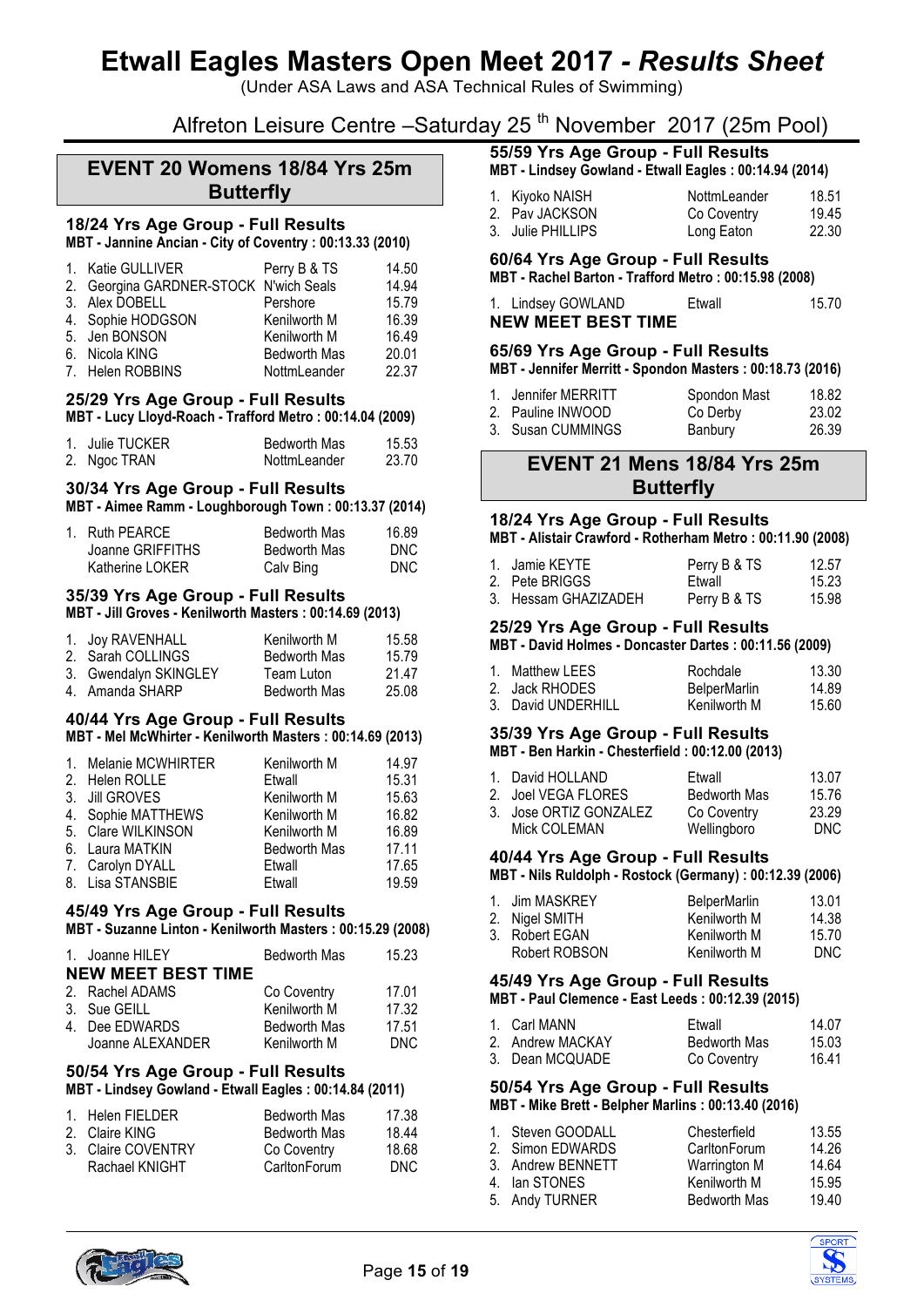# Etwall Eagles Masters Open Meet 2017 - *Results Sheet*

(Under ASA Laws and ASA Technical Rules of Swimming)

Alfreton Leisure Centre –Saturday 25th November 2017 (25m Pool)

## EVENT 20 Womens 18/84 Yrs 25m Butterfly

### 18/24 Yrs Age Group - Full Results

**MBT - Jannine Ancian - City of Coventry : 00:13.33 (2010)**

| | Name | Club | Time |
|---|---|---|---|
| 1. | Katie GULLIVER | Perry B & TS | 14.50 |
| 2. | Georgina GARDNER-STOCK | N'wich Seals | 14.94 |
| 3. | Alex DOBELL | Pershore | 15.79 |
| 4. | Sophie HODGSON | Kenilworth M | 16.39 |
| 5. | Jen BONSON | Kenilworth M | 16.49 |
| 6. | Nicola KING | Bedworth Mas | 20.01 |
| 7. | Helen ROBBINS | NottmLeander | 22.37 |

### 25/29 Yrs Age Group - Full Results

**MBT - Lucy Lloyd-Roach - Trafford Metro : 00:14.04 (2009)**

| | Name | Club | Time |
|---|---|---|---|
| 1. | Julie TUCKER | Bedworth Mas | 15.53 |
| 2. | Ngoc TRAN | NottmLeander | 23.70 |

### 30/34 Yrs Age Group - Full Results

**MBT - Aimee Ramm - Loughborough Town : 00:13.37 (2014)**

| | Name | Club | Time |
|---|---|---|---|
| 1. | Ruth PEARCE | Bedworth Mas | 16.89 |
| | Joanne GRIFFITHS | Bedworth Mas | DNC |
| | Katherine LOKER | Calv Bing | DNC |

### 35/39 Yrs Age Group - Full Results

**MBT - Jill Groves - Kenilworth Masters : 00:14.69 (2013)**

| | Name | Club | Time |
|---|---|---|---|
| 1. | Joy RAVENHALL | Kenilworth M | 15.58 |
| 2. | Sarah COLLINGS | Bedworth Mas | 15.79 |
| 3. | Gwendalyn SKINGLEY | Team Luton | 21.47 |
| 4. | Amanda SHARP | Bedworth Mas | 25.08 |

### 40/44 Yrs Age Group - Full Results

**MBT - Mel McWhirter - Kenilworth Masters : 00:14.69 (2013)**

| | Name | Club | Time |
|---|---|---|---|
| 1. | Melanie MCWHIRTER | Kenilworth M | 14.97 |
| 2. | Helen ROLLE | Etwall | 15.31 |
| 3. | Jill GROVES | Kenilworth M | 15.63 |
| 4. | Sophie MATTHEWS | Kenilworth M | 16.82 |
| 5. | Clare WILKINSON | Kenilworth M | 16.89 |
| 6. | Laura MATKIN | Bedworth Mas | 17.11 |
| 7. | Carolyn DYALL | Etwall | 17.65 |
| 8. | Lisa STANSBIE | Etwall | 19.59 |

### 45/49 Yrs Age Group - Full Results

**MBT - Suzanne Linton - Kenilworth Masters : 00:15.29 (2008)**

| | Name | Club | Time |
|---|---|---|---|
| 1. | Joanne HILEY | Bedworth Mas | 15.23 |

**NEW MEET BEST TIME**

| | Name | Club | Time |
|---|---|---|---|
| 2. | Rachel ADAMS | Co Coventry | 17.01 |
| 3. | Sue GEILL | Kenilworth M | 17.32 |
| 4. | Dee EDWARDS | Bedworth Mas | 17.51 |
| | Joanne ALEXANDER | Kenilworth M | DNC |

### 50/54 Yrs Age Group - Full Results

**MBT - Lindsey Gowland - Etwall Eagles : 00:14.84 (2011)**

| | Name | Club | Time |
|---|---|---|---|
| 1. | Helen FIELDER | Bedworth Mas | 17.38 |
| 2. | Claire KING | Bedworth Mas | 18.44 |
| 3. | Claire COVENTRY | Co Coventry | 18.68 |
| | Rachael KNIGHT | CarltonForum | DNC |

### 55/59 Yrs Age Group - Full Results

**MBT - Lindsey Gowland - Etwall Eagles : 00:14.94 (2014)**

| | Name | Club | Time |
|---|---|---|---|
| 1. | Kiyoko NAISH | NottmLeander | 18.51 |
| 2. | Pav JACKSON | Co Coventry | 19.45 |
| 3. | Julie PHILLIPS | Long Eaton | 22.30 |

### 60/64 Yrs Age Group - Full Results

**MBT - Rachel Barton - Trafford Metro : 00:15.98 (2008)**

| | Name | Club | Time |
|---|---|---|---|
| 1. | Lindsey GOWLAND | Etwall | 15.70 |

**NEW MEET BEST TIME**

### 65/69 Yrs Age Group - Full Results

**MBT - Jennifer Merritt - Spondon Masters : 00:18.73 (2016)**

| | Name | Club | Time |
|---|---|---|---|
| 1. | Jennifer MERRITT | Spondon Mast | 18.82 |
| 2. | Pauline INWOOD | Co Derby | 23.02 |
| 3. | Susan CUMMINGS | Banbury | 26.39 |

## EVENT 21 Mens 18/84 Yrs 25m Butterfly

### 18/24 Yrs Age Group - Full Results

**MBT - Alistair Crawford - Rotherham Metro : 00:11.90 (2008)**

| | Name | Club | Time |
|---|---|---|---|
| 1. | Jamie KEYTE | Perry B & TS | 12.57 |
| 2. | Pete BRIGGS | Etwall | 15.23 |
| 3. | Hessam GHAZIZADEH | Perry B & TS | 15.98 |

### 25/29 Yrs Age Group - Full Results

**MBT - David Holmes - Doncaster Dartes : 00:11.56 (2009)**

| | Name | Club | Time |
|---|---|---|---|
| 1. | Matthew LEES | Rochdale | 13.30 |
| 2. | Jack RHODES | BelperMarlin | 14.89 |
| 3. | David UNDERHILL | Kenilworth M | 15.60 |

### 35/39 Yrs Age Group - Full Results

**MBT - Ben Harkin - Chesterfield : 00:12.00 (2013)**

| | Name | Club | Time |
|---|---|---|---|
| 1. | David HOLLAND | Etwall | 13.07 |
| 2. | Joel VEGA FLORES | Bedworth Mas | 15.76 |
| 3. | Jose ORTIZ GONZALEZ | Co Coventry | 23.29 |
| | Mick COLEMAN | Wellingboro | DNC |

### 40/44 Yrs Age Group - Full Results

**MBT - Nils Ruldolph - Rostock (Germany) : 00:12.39 (2006)**

| | Name | Club | Time |
|---|---|---|---|
| 1. | Jim MASKREY | BelperMarlin | 13.01 |
| 2. | Nigel SMITH | Kenilworth M | 14.38 |
| 3. | Robert EGAN | Kenilworth M | 15.70 |
| | Robert ROBSON | Kenilworth M | DNC |

### 45/49 Yrs Age Group - Full Results

**MBT - Paul Clemence - East Leeds : 00:12.39 (2015)**

| | Name | Club | Time |
|---|---|---|---|
| 1. | Carl MANN | Etwall | 14.07 |
| 2. | Andrew MACKAY | Bedworth Mas | 15.03 |
| 3. | Dean MCQUADE | Co Coventry | 16.41 |

### 50/54 Yrs Age Group - Full Results

**MBT - Mike Brett - Belpher Marlins : 00:13.40 (2016)**

| | Name | Club | Time |
|---|---|---|---|
| 1. | Steven GOODALL | Chesterfield | 13.55 |
| 2. | Simon EDWARDS | CarltonForum | 14.26 |
| 3. | Andrew BENNETT | Warrington M | 14.64 |
| 4. | Ian STONES | Kenilworth M | 15.95 |
| 5. | Andy TURNER | Bedworth Mas | 19.40 |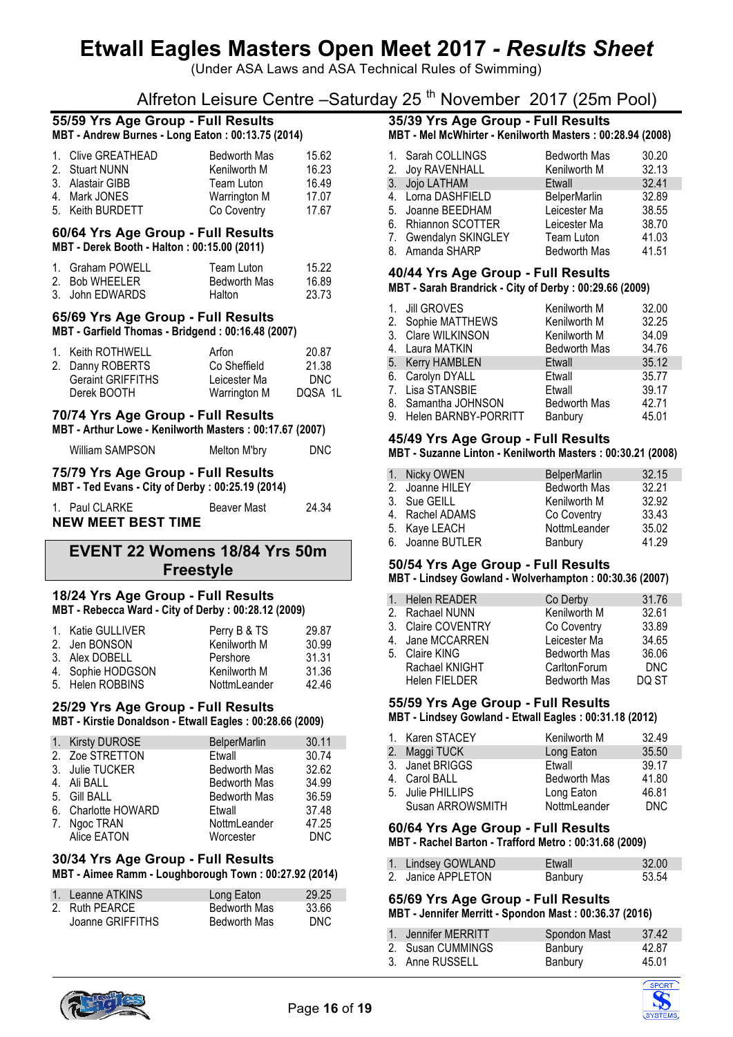# Etwall Eagles Masters Open Meet 2017 - *Results Sheet*

(Under ASA Laws and ASA Technical Rules of Swimming)

Alfreton Leisure Centre –Saturday 25 th November 2017 (25m Pool)

### 55/59 Yrs Age Group - Full Results

**MBT - Andrew Burnes - Long Eaton : 00:13.75 (2014)**

| | Name | Club | Time |
|---|---|---|---|
| 1. | Clive GREATHEAD | Bedworth Mas | 15.62 |
| 2. | Stuart NUNN | Kenilworth M | 16.23 |
| 3. | Alastair GIBB | Team Luton | 16.49 |
| 4. | Mark JONES | Warrington M | 17.07 |
| 5. | Keith BURDETT | Co Coventry | 17.67 |

### 60/64 Yrs Age Group - Full Results

**MBT - Derek Booth - Halton : 00:15.00 (2011)**

| | Name | Club | Time |
|---|---|---|---|
| 1. | Graham POWELL | Team Luton | 15.22 |
| 2. | Bob WHEELER | Bedworth Mas | 16.89 |
| 3. | John EDWARDS | Halton | 23.73 |

### 65/69 Yrs Age Group - Full Results

**MBT - Garfield Thomas - Bridgend : 00:16.48 (2007)**

| | Name | Club | Time |
|---|---|---|---|
| 1. | Keith ROTHWELL | Arfon | 20.87 |
| 2. | Danny ROBERTS | Co Sheffield | 21.38 |
| | Geraint GRIFFITHS | Leicester Ma | DNC |
| | Derek BOOTH | Warrington M | DQSA 1L |

### 70/74 Yrs Age Group - Full Results

**MBT - Arthur Lowe - Kenilworth Masters : 00:17.67 (2007)**

| | Name | Club | Time |
|---|---|---|---|
| | William SAMPSON | Melton M'bry | DNC |

### 75/79 Yrs Age Group - Full Results

**MBT - Ted Evans - City of Derby : 00:25.19 (2014)**

| | Name | Club | Time |
|---|---|---|---|
| 1. | Paul CLARKE | Beaver Mast | 24.34 |

**NEW MEET BEST TIME**

## EVENT 22 Womens 18/84 Yrs 50m Freestyle

### 18/24 Yrs Age Group - Full Results

**MBT - Rebecca Ward - City of Derby : 00:28.12 (2009)**

| | Name | Club | Time |
|---|---|---|---|
| 1. | Katie GULLIVER | Perry B & TS | 29.87 |
| 2. | Jen BONSON | Kenilworth M | 30.99 |
| 3. | Alex DOBELL | Pershore | 31.31 |
| 4. | Sophie HODGSON | Kenilworth M | 31.36 |
| 5. | Helen ROBBINS | NottmLeander | 42.46 |

### 25/29 Yrs Age Group - Full Results

**MBT - Kirstie Donaldson - Etwall Eagles : 00:28.66 (2009)**

| | Name | Club | Time |
|---|---|---|---|
| 1. | Kirsty DUROSE | BelperMarlin | 30.11 |
| 2. | Zoe STRETTON | Etwall | 30.74 |
| 3. | Julie TUCKER | Bedworth Mas | 32.62 |
| 4. | Ali BALL | Bedworth Mas | 34.99 |
| 5. | Gill BALL | Bedworth Mas | 36.59 |
| 6. | Charlotte HOWARD | Etwall | 37.48 |
| 7. | Ngoc TRAN | NottmLeander | 47.25 |
| | Alice EATON | Worcester | DNC |

### 30/34 Yrs Age Group - Full Results

**MBT - Aimee Ramm - Loughborough Town : 00:27.92 (2014)**

| | Name | Club | Time |
|---|---|---|---|
| 1. | Leanne ATKINS | Long Eaton | 29.25 |
| 2. | Ruth PEARCE | Bedworth Mas | 33.66 |
| | Joanne GRIFFITHS | Bedworth Mas | DNC |

### 35/39 Yrs Age Group - Full Results

**MBT - Mel McWhirter - Kenilworth Masters : 00:28.94 (2008)**

| | Name | Club | Time |
|---|---|---|---|
| 1. | Sarah COLLINGS | Bedworth Mas | 30.20 |
| 2. | Joy RAVENHALL | Kenilworth M | 32.13 |
| 3. | Jojo LATHAM | Etwall | 32.41 |
| 4. | Lorna DASHFIELD | BelperMarlin | 32.89 |
| 5. | Joanne BEEDHAM | Leicester Ma | 38.55 |
| 6. | Rhiannon SCOTTER | Leicester Ma | 38.70 |
| 7. | Gwendalyn SKINGLEY | Team Luton | 41.03 |
| 8. | Amanda SHARP | Bedworth Mas | 41.51 |

### 40/44 Yrs Age Group - Full Results

**MBT - Sarah Brandrick - City of Derby : 00:29.66 (2009)**

| | Name | Club | Time |
|---|---|---|---|
| 1. | Jill GROVES | Kenilworth M | 32.00 |
| 2. | Sophie MATTHEWS | Kenilworth M | 32.25 |
| 3. | Clare WILKINSON | Kenilworth M | 34.09 |
| 4. | Laura MATKIN | Bedworth Mas | 34.76 |
| 5. | Kerry HAMBLEN | Etwall | 35.12 |
| 6. | Carolyn DYALL | Etwall | 35.77 |
| 7. | Lisa STANSBIE | Etwall | 39.17 |
| 8. | Samantha JOHNSON | Bedworth Mas | 42.71 |
| 9. | Helen BARNBY-PORRITT | Banbury | 45.01 |

### 45/49 Yrs Age Group - Full Results

**MBT - Suzanne Linton - Kenilworth Masters : 00:30.21 (2008)**

| | Name | Club | Time |
|---|---|---|---|
| 1. | Nicky OWEN | BelperMarlin | 32.15 |
| 2. | Joanne HILEY | Bedworth Mas | 32.21 |
| 3. | Sue GEILL | Kenilworth M | 32.92 |
| 4. | Rachel ADAMS | Co Coventry | 33.43 |
| 5. | Kaye LEACH | NottmLeander | 35.02 |
| 6. | Joanne BUTLER | Banbury | 41.29 |

### 50/54 Yrs Age Group - Full Results

**MBT - Lindsey Gowland - Wolverhampton : 00:30.36 (2007)**

| | Name | Club | Time |
|---|---|---|---|
| 1. | Helen READER | Co Derby | 31.76 |
| 2. | Rachael NUNN | Kenilworth M | 32.61 |
| 3. | Claire COVENTRY | Co Coventry | 33.89 |
| 4. | Jane MCCARREN | Leicester Ma | 34.65 |
| 5. | Claire KING | Bedworth Mas | 36.06 |
| | Rachael KNIGHT | CarltonForum | DNC |
| | Helen FIELDER | Bedworth Mas | DQ ST |

### 55/59 Yrs Age Group - Full Results

**MBT - Lindsey Gowland - Etwall Eagles : 00:31.18 (2012)**

| | Name | Club | Time |
|---|---|---|---|
| 1. | Karen STACEY | Kenilworth M | 32.49 |
| 2. | Maggi TUCK | Long Eaton | 35.50 |
| 3. | Janet BRIGGS | Etwall | 39.17 |
| 4. | Carol BALL | Bedworth Mas | 41.80 |
| 5. | Julie PHILLIPS | Long Eaton | 46.81 |
| | Susan ARROWSMITH | NottmLeander | DNC |

### 60/64 Yrs Age Group - Full Results

**MBT - Rachel Barton - Trafford Metro : 00:31.68 (2009)**

| | Name | Club | Time |
|---|---|---|---|
| 1. | Lindsey GOWLAND | Etwall | 32.00 |
| 2. | Janice APPLETON | Banbury | 53.54 |

### 65/69 Yrs Age Group - Full Results

**MBT - Jennifer Merritt - Spondon Mast : 00:36.37 (2016)**

| | Name | Club | Time |
|---|---|---|---|
| 1. | Jennifer MERRITT | Spondon Mast | 37.42 |
| 2. | Susan CUMMINGS | Banbury | 42.87 |
| 3. | Anne RUSSELL | Banbury | 45.01 |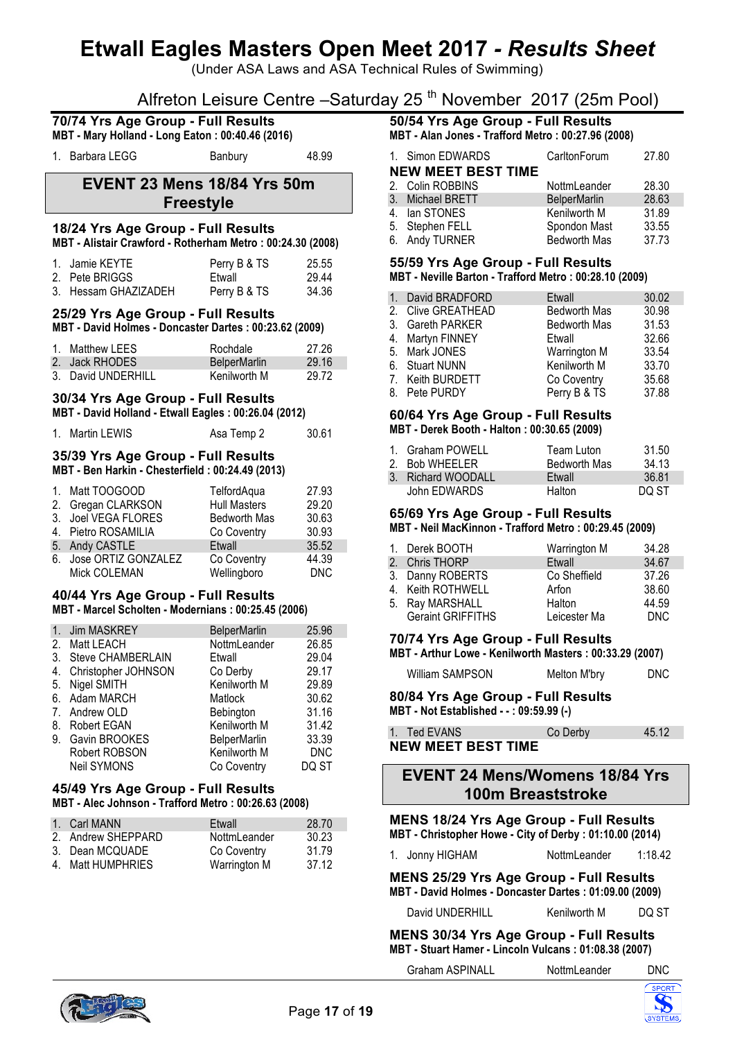# Etwall Eagles Masters Open Meet 2017 - *Results Sheet*

(Under ASA Laws and ASA Technical Rules of Swimming)

Alfreton Leisure Centre –Saturday 25 th November 2017 (25m Pool)

### 70/74 Yrs Age Group - Full Results

**MBT - Mary Holland - Long Eaton : 00:40.46 (2016)**

| | Name | Club | Time |
|---|---|---|---|
| 1. | Barbara LEGG | Banbury | 48.99 |

## EVENT 23 Mens 18/84 Yrs 50m Freestyle

### 18/24 Yrs Age Group - Full Results

**MBT - Alistair Crawford - Rotherham Metro : 00:24.30 (2008)**

| | Name | Club | Time |
|---|---|---|---|
| 1. | Jamie KEYTE | Perry B & TS | 25.55 |
| 2. | Pete BRIGGS | Etwall | 29.44 |
| 3. | Hessam GHAZIZADEH | Perry B & TS | 34.36 |

### 25/29 Yrs Age Group - Full Results

**MBT - David Holmes - Doncaster Dartes : 00:23.62 (2009)**

| | Name | Club | Time |
|---|---|---|---|
| 1. | Matthew LEES | Rochdale | 27.26 |
| 2. | Jack RHODES | BelperMarlin | 29.16 |
| 3. | David UNDERHILL | Kenilworth M | 29.72 |

### 30/34 Yrs Age Group - Full Results

**MBT - David Holland - Etwall Eagles : 00:26.04 (2012)**

| | Name | Club | Time |
|---|---|---|---|
| 1. | Martin LEWIS | Asa Temp 2 | 30.61 |

### 35/39 Yrs Age Group - Full Results

**MBT - Ben Harkin - Chesterfield : 00:24.49 (2013)**

| | Name | Club | Time |
|---|---|---|---|
| 1. | Matt TOOGOOD | TelfordAqua | 27.93 |
| 2. | Gregan CLARKSON | Hull Masters | 29.20 |
| 3. | Joel VEGA FLORES | Bedworth Mas | 30.63 |
| 4. | Pietro ROSAMILIA | Co Coventry | 30.93 |
| 5. | Andy CASTLE | Etwall | 35.52 |
| 6. | Jose ORTIZ GONZALEZ | Co Coventry | 44.39 |
| | Mick COLEMAN | Wellingboro | DNC |

### 40/44 Yrs Age Group - Full Results

**MBT - Marcel Scholten - Modernians : 00:25.45 (2006)**

| | Name | Club | Time |
|---|---|---|---|
| 1. | Jim MASKREY | BelperMarlin | 25.96 |
| 2. | Matt LEACH | NottmLeander | 26.85 |
| 3. | Steve CHAMBERLAIN | Etwall | 29.04 |
| 4. | Christopher JOHNSON | Co Derby | 29.17 |
| 5. | Nigel SMITH | Kenilworth M | 29.89 |
| 6. | Adam MARCH | Matlock | 30.62 |
| 7. | Andrew OLD | Bebington | 31.16 |
| 8. | Robert EGAN | Kenilworth M | 31.42 |
| 9. | Gavin BROOKES | BelperMarlin | 33.39 |
| | Robert ROBSON | Kenilworth M | DNC |
| | Neil SYMONS | Co Coventry | DQ ST |

### 45/49 Yrs Age Group - Full Results

**MBT - Alec Johnson - Trafford Metro : 00:26.63 (2008)**

| | Name | Club | Time |
|---|---|---|---|
| 1. | Carl MANN | Etwall | 28.70 |
| 2. | Andrew SHEPPARD | NottmLeander | 30.23 |
| 3. | Dean MCQUADE | Co Coventry | 31.79 |
| 4. | Matt HUMPHRIES | Warrington M | 37.12 |

### 50/54 Yrs Age Group - Full Results

**MBT - Alan Jones - Trafford Metro : 00:27.96 (2008)**

| | Name | Club | Time |
|---|---|---|---|
| 1. | Simon EDWARDS | CarltonForum | 27.80 |

**NEW MEET BEST TIME**

| | Name | Club | Time |
|---|---|---|---|
| 2. | Colin ROBBINS | NottmLeander | 28.30 |
| 3. | Michael BRETT | BelperMarlin | 28.63 |
| 4. | Ian STONES | Kenilworth M | 31.89 |
| 5. | Stephen FELL | Spondon Mast | 33.55 |
| 6. | Andy TURNER | Bedworth Mas | 37.73 |

### 55/59 Yrs Age Group - Full Results

**MBT - Neville Barton - Trafford Metro : 00:28.10 (2009)**

| | Name | Club | Time |
|---|---|---|---|
| 1. | David BRADFORD | Etwall | 30.02 |
| 2. | Clive GREATHEAD | Bedworth Mas | 30.98 |
| 3. | Gareth PARKER | Bedworth Mas | 31.53 |
| 4. | Martyn FINNEY | Etwall | 32.66 |
| 5. | Mark JONES | Warrington M | 33.54 |
| 6. | Stuart NUNN | Kenilworth M | 33.70 |
| 7. | Keith BURDETT | Co Coventry | 35.68 |
| 8. | Pete PURDY | Perry B & TS | 37.88 |

### 60/64 Yrs Age Group - Full Results

**MBT - Derek Booth - Halton : 00:30.65 (2009)**

| | Name | Club | Time |
|---|---|---|---|
| 1. | Graham POWELL | Team Luton | 31.50 |
| 2. | Bob WHEELER | Bedworth Mas | 34.13 |
| 3. | Richard WOODALL | Etwall | 36.81 |
| | John EDWARDS | Halton | DQ ST |

### 65/69 Yrs Age Group - Full Results

**MBT - Neil MacKinnon - Trafford Metro : 00:29.45 (2009)**

| | Name | Club | Time |
|---|---|---|---|
| 1. | Derek BOOTH | Warrington M | 34.28 |
| 2. | Chris THORP | Etwall | 34.67 |
| 3. | Danny ROBERTS | Co Sheffield | 37.26 |
| 4. | Keith ROTHWELL | Arfon | 38.60 |
| 5. | Ray MARSHALL | Halton | 44.59 |
| | Geraint GRIFFITHS | Leicester Ma | DNC |

### 70/74 Yrs Age Group - Full Results

**MBT - Arthur Lowe - Kenilworth Masters : 00:33.29 (2007)**

| | Name | Club | Time |
|---|---|---|---|
| | William SAMPSON | Melton M'bry | DNC |

### 80/84 Yrs Age Group - Full Results

**MBT - Not Established - - : 09:59.99 (-)**

| | Name | Club | Time |
|---|---|---|---|
| 1. | Ted EVANS | Co Derby | 45.12 |

**NEW MEET BEST TIME**

## EVENT 24 Mens/Womens 18/84 Yrs 100m Breaststroke

### MENS 18/24 Yrs Age Group - Full Results

**MBT - Christopher Howe - City of Derby : 01:10.00 (2014)**

| | Name | Club | Time |
|---|---|---|---|
| 1. | Jonny HIGHAM | NottmLeander | 1:18.42 |

### MENS 25/29 Yrs Age Group - Full Results

**MBT - David Holmes - Doncaster Dartes : 01:09.00 (2009)**

| | Name | Club | Time |
|---|---|---|---|
| | David UNDERHILL | Kenilworth M | DQ ST |

### MENS 30/34 Yrs Age Group - Full Results

**MBT - Stuart Hamer - Lincoln Vulcans : 01:08.38 (2007)**

| | Name | Club | Time |
|---|---|---|---|
| | Graham ASPINALL | NottmLeander | DNC |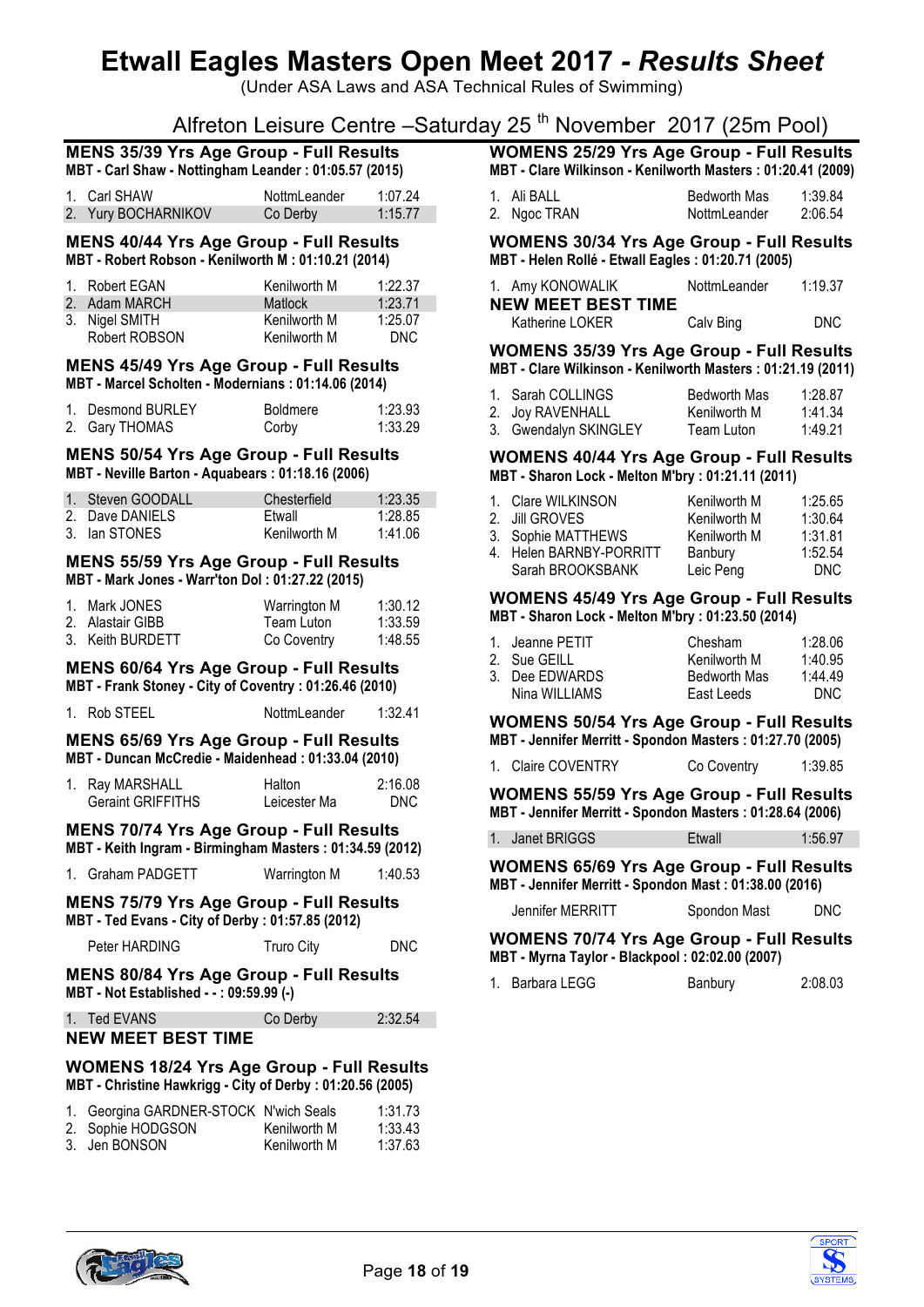# Etwall Eagles Masters Open Meet 2017 - *Results Sheet*

(Under ASA Laws and ASA Technical Rules of Swimming)

Alfreton Leisure Centre –Saturday 25 th November 2017 (25m Pool)

## MENS 35/39 Yrs Age Group - Full Results

**MBT - Carl Shaw - Nottingham Leander : 01:05.57 (2015)**

| | Name | Club | Time |
|---|---|---|---|
| 1. | Carl SHAW | NottmLeander | 1:07.24 |
| 2. | Yury BOCHARNIKOV | Co Derby | 1:15.77 |

## MENS 40/44 Yrs Age Group - Full Results

**MBT - Robert Robson - Kenilworth M : 01:10.21 (2014)**

| | Name | Club | Time |
|---|---|---|---|
| 1. | Robert EGAN | Kenilworth M | 1:22.37 |
| 2. | Adam MARCH | Matlock | 1:23.71 |
| 3. | Nigel SMITH | Kenilworth M | 1:25.07 |
| | Robert ROBSON | Kenilworth M | DNC |

## MENS 45/49 Yrs Age Group - Full Results

**MBT - Marcel Scholten - Modernians : 01:14.06 (2014)**

| | Name | Club | Time |
|---|---|---|---|
| 1. | Desmond BURLEY | Boldmere | 1:23.93 |
| 2. | Gary THOMAS | Corby | 1:33.29 |

## MENS 50/54 Yrs Age Group - Full Results

**MBT - Neville Barton - Aquabears : 01:18.16 (2006)**

| | Name | Club | Time |
|---|---|---|---|
| 1. | Steven GOODALL | Chesterfield | 1:23.35 |
| 2. | Dave DANIELS | Etwall | 1:28.85 |
| 3. | Ian STONES | Kenilworth M | 1:41.06 |

## MENS 55/59 Yrs Age Group - Full Results

**MBT - Mark Jones - Warr'ton Dol : 01:27.22 (2015)**

| | Name | Club | Time |
|---|---|---|---|
| 1. | Mark JONES | Warrington M | 1:30.12 |
| 2. | Alastair GIBB | Team Luton | 1:33.59 |
| 3. | Keith BURDETT | Co Coventry | 1:48.55 |

## MENS 60/64 Yrs Age Group - Full Results

**MBT - Frank Stoney - City of Coventry : 01:26.46 (2010)**

| | Name | Club | Time |
|---|---|---|---|
| 1. | Rob STEEL | NottmLeander | 1:32.41 |

## MENS 65/69 Yrs Age Group - Full Results

**MBT - Duncan McCredie - Maidenhead : 01:33.04 (2010)**

| | Name | Club | Time |
|---|---|---|---|
| 1. | Ray MARSHALL | Halton | 2:16.08 |
| | Geraint GRIFFITHS | Leicester Ma | DNC |

## MENS 70/74 Yrs Age Group - Full Results

**MBT - Keith Ingram - Birmingham Masters : 01:34.59 (2012)**

| | Name | Club | Time |
|---|---|---|---|
| 1. | Graham PADGETT | Warrington M | 1:40.53 |

## MENS 75/79 Yrs Age Group - Full Results

**MBT - Ted Evans - City of Derby : 01:57.85 (2012)**

| | Name | Club | Time |
|---|---|---|---|
| | Peter HARDING | Truro City | DNC |

## MENS 80/84 Yrs Age Group - Full Results

**MBT - Not Established - - : 09:59.99 (-)**

| | Name | Club | Time |
|---|---|---|---|
| 1. | Ted EVANS | Co Derby | 2:32.54 |

**NEW MEET BEST TIME**

## WOMENS 18/24 Yrs Age Group - Full Results

**MBT - Christine Hawkrigg - City of Derby : 01:20.56 (2005)**

| | Name | Club | Time |
|---|---|---|---|
| 1. | Georgina GARDNER-STOCK | N'wich Seals | 1:31.73 |
| 2. | Sophie HODGSON | Kenilworth M | 1:33.43 |
| 3. | Jen BONSON | Kenilworth M | 1:37.63 |

## WOMENS 25/29 Yrs Age Group - Full Results

**MBT - Clare Wilkinson - Kenilworth Masters : 01:20.41 (2009)**

| | Name | Club | Time |
|---|---|---|---|
| 1. | Ali BALL | Bedworth Mas | 1:39.84 |
| 2. | Ngoc TRAN | NottmLeander | 2:06.54 |

## WOMENS 30/34 Yrs Age Group - Full Results

**MBT - Helen Rollé - Etwall Eagles : 01:20.71 (2005)**

| | Name | Club | Time |
|---|---|---|---|
| 1. | Amy KONOWALIK | NottmLeander | 1:19.37 |

**NEW MEET BEST TIME**

| | Name | Club | Time |
|---|---|---|---|
| | Katherine LOKER | Calv Bing | DNC |

## WOMENS 35/39 Yrs Age Group - Full Results

**MBT - Clare Wilkinson - Kenilworth Masters : 01:21.19 (2011)**

| | Name | Club | Time |
|---|---|---|---|
| 1. | Sarah COLLINGS | Bedworth Mas | 1:28.87 |
| 2. | Joy RAVENHALL | Kenilworth M | 1:41.34 |
| 3. | Gwendalyn SKINGLEY | Team Luton | 1:49.21 |

## WOMENS 40/44 Yrs Age Group - Full Results

**MBT - Sharon Lock - Melton M'bry : 01:21.11 (2011)**

| | Name | Club | Time |
|---|---|---|---|
| 1. | Clare WILKINSON | Kenilworth M | 1:25.65 |
| 2. | Jill GROVES | Kenilworth M | 1:30.64 |
| 3. | Sophie MATTHEWS | Kenilworth M | 1:31.81 |
| 4. | Helen BARNBY-PORRITT | Banbury | 1:52.54 |
| | Sarah BROOKSBANK | Leic Peng | DNC |

## WOMENS 45/49 Yrs Age Group - Full Results

**MBT - Sharon Lock - Melton M'bry : 01:23.50 (2014)**

| | Name | Club | Time |
|---|---|---|---|
| 1. | Jeanne PETIT | Chesham | 1:28.06 |
| 2. | Sue GEILL | Kenilworth M | 1:40.95 |
| 3. | Dee EDWARDS | Bedworth Mas | 1:44.49 |
| | Nina WILLIAMS | East Leeds | DNC |

## WOMENS 50/54 Yrs Age Group - Full Results

**MBT - Jennifer Merritt - Spondon Masters : 01:27.70 (2005)**

| | Name | Club | Time |
|---|---|---|---|
| 1. | Claire COVENTRY | Co Coventry | 1:39.85 |

## WOMENS 55/59 Yrs Age Group - Full Results

**MBT - Jennifer Merritt - Spondon Masters : 01:28.64 (2006)**

| | Name | Club | Time |
|---|---|---|---|
| 1. | Janet BRIGGS | Etwall | 1:56.97 |

## WOMENS 65/69 Yrs Age Group - Full Results

**MBT - Jennifer Merritt - Spondon Mast : 01:38.00 (2016)**

| | Name | Club | Time |
|---|---|---|---|
| | Jennifer MERRITT | Spondon Mast | DNC |

## WOMENS 70/74 Yrs Age Group - Full Results

**MBT - Myrna Taylor - Blackpool : 02:02.00 (2007)**

| | Name | Club | Time |
|---|---|---|---|
| 1. | Barbara LEGG | Banbury | 2:08.03 |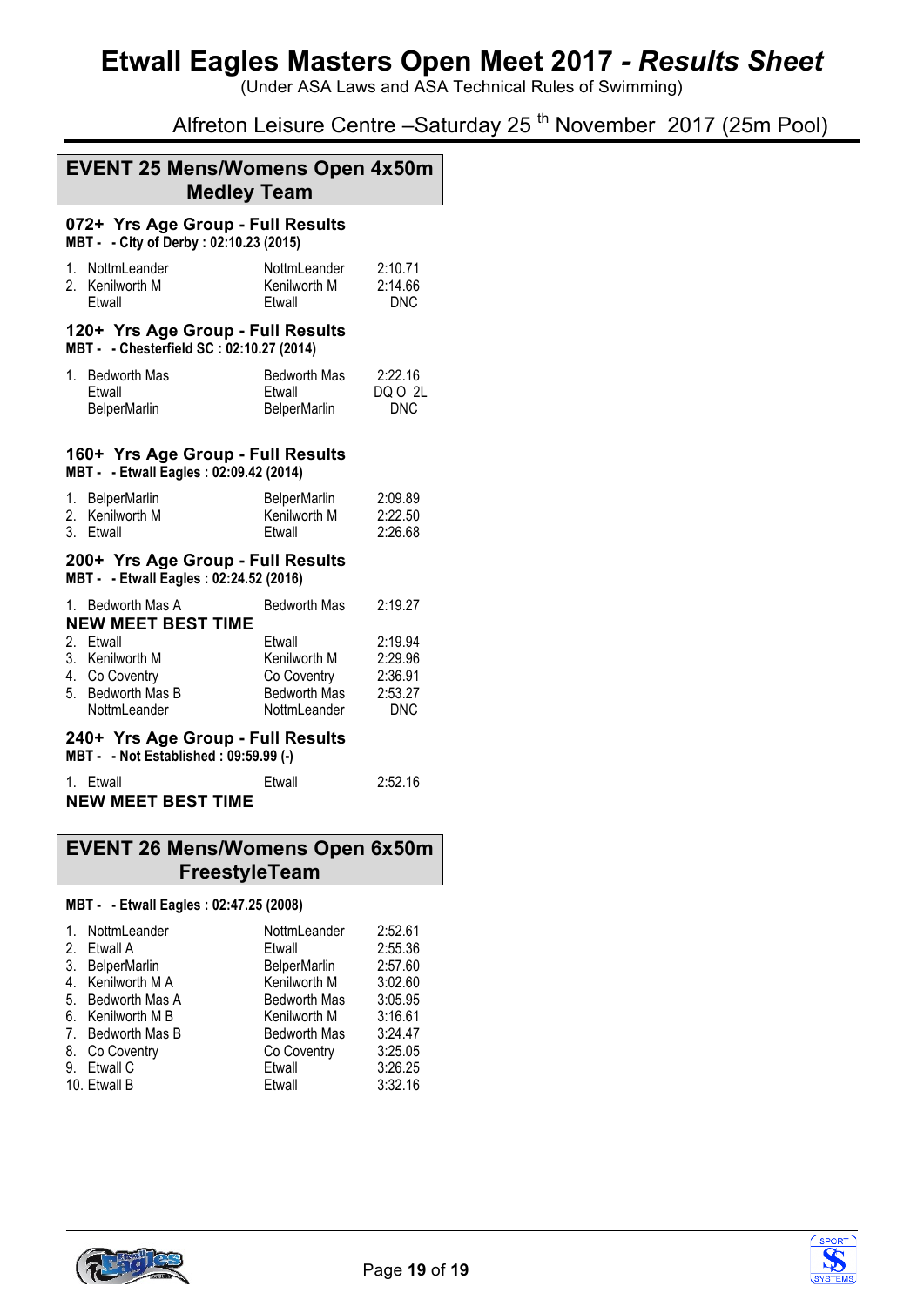# Etwall Eagles Masters Open Meet 2017 - *Results Sheet*

(Under ASA Laws and ASA Technical Rules of Swimming)

Alfreton Leisure Centre –Saturday 25 th November 2017 (25m Pool)

## EVENT 25 Mens/Womens Open 4x50m Medley Team

### 072+ Yrs Age Group - Full Results

**MBT - - City of Derby : 02:10.23 (2015)**

| | | | |
|---|---|---|---|
| 1. | NottmLeander | NottmLeander | 2:10.71 |
| 2. | Kenilworth M | Kenilworth M | 2:14.66 |
| | Etwall | Etwall | DNC |

### 120+ Yrs Age Group - Full Results

**MBT - - Chesterfield SC : 02:10.27 (2014)**

| | | | |
|---|---|---|---|
| 1. | Bedworth Mas | Bedworth Mas | 2:22.16 |
| | Etwall | Etwall | DQ O 2L |
| | BelperMarlin | BelperMarlin | DNC |

### 160+ Yrs Age Group - Full Results

**MBT - - Etwall Eagles : 02:09.42 (2014)**

| | | | |
|---|---|---|---|
| 1. | BelperMarlin | BelperMarlin | 2:09.89 |
| 2. | Kenilworth M | Kenilworth M | 2:22.50 |
| 3. | Etwall | Etwall | 2:26.68 |

### 200+ Yrs Age Group - Full Results

**MBT - - Etwall Eagles : 02:24.52 (2016)**

| | | | |
|---|---|---|---|
| 1. | Bedworth Mas A | Bedworth Mas | 2:19.27 |
| **NEW MEET BEST TIME** | | | |
| 2. | Etwall | Etwall | 2:19.94 |
| 3. | Kenilworth M | Kenilworth M | 2:29.96 |
| 4. | Co Coventry | Co Coventry | 2:36.91 |
| 5. | Bedworth Mas B | Bedworth Mas | 2:53.27 |
| | NottmLeander | NottmLeander | DNC |

### 240+ Yrs Age Group - Full Results

**MBT - - Not Established : 09:59.99 (-)**

| | | | |
|---|---|---|---|
| 1. | Etwall | Etwall | 2:52.16 |

**NEW MEET BEST TIME**

## EVENT 26 Mens/Womens Open 6x50m FreestyleTeam

**MBT - - Etwall Eagles : 02:47.25 (2008)**

| | | | |
|---|---|---|---|
| 1. | NottmLeander | NottmLeander | 2:52.61 |
| 2. | Etwall A | Etwall | 2:55.36 |
| 3. | BelperMarlin | BelperMarlin | 2:57.60 |
| 4. | Kenilworth M A | Kenilworth M | 3:02.60 |
| 5. | Bedworth Mas A | Bedworth Mas | 3:05.95 |
| 6. | Kenilworth M B | Kenilworth M | 3:16.61 |
| 7. | Bedworth Mas B | Bedworth Mas | 3:24.47 |
| 8. | Co Coventry | Co Coventry | 3:25.05 |
| 9. | Etwall C | Etwall | 3:26.25 |
| 10. | Etwall B | Etwall | 3:32.16 |